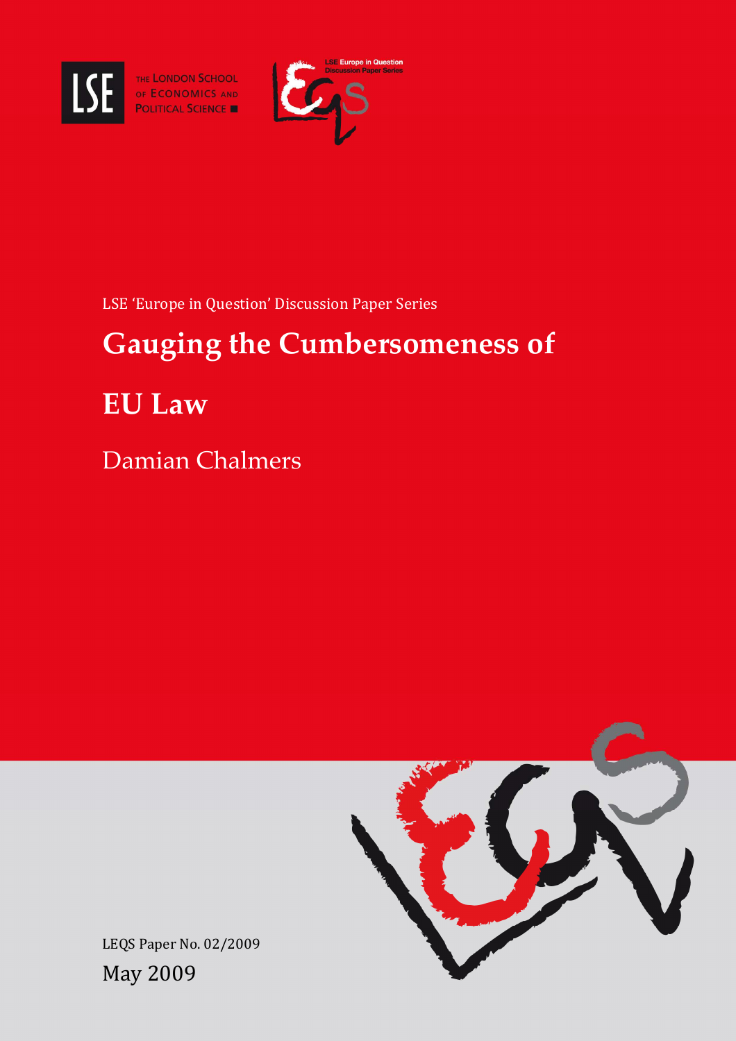THE LONDON SCHOOL OF ECONOMICS AND POLITICAL SCIENCE

LSE Europe in Question Discussion Paper Series

LSE 'Europe in Question' Discussion Paper Series

# Gauging the Cumbersomeness of EU Law

Damian Chalmers

LEQS Paper No. 02/2009

May 2009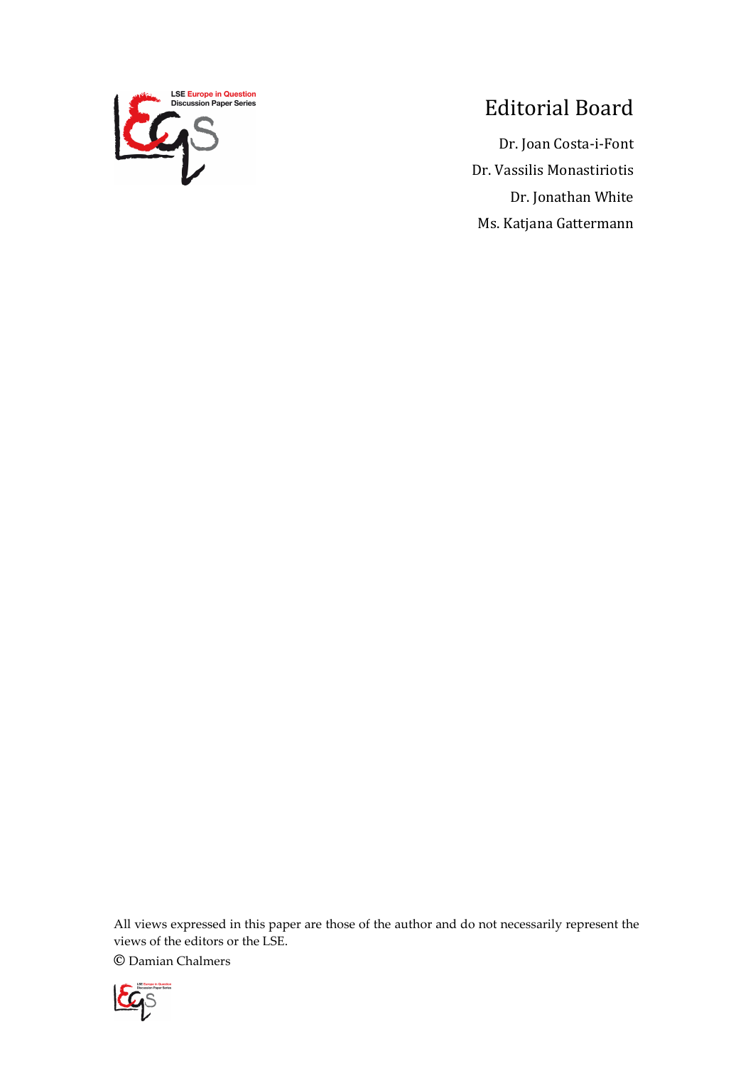LSE Europe in Question Discussion Paper Series

# Editorial Board

Dr. Joan Costa-i-Font

Dr. Vassilis Monastiriotis

Dr. Jonathan White

Ms. Katjana Gattermann

All views expressed in this paper are those of the author and do not necessarily represent the views of the editors or the LSE.

© Damian Chalmers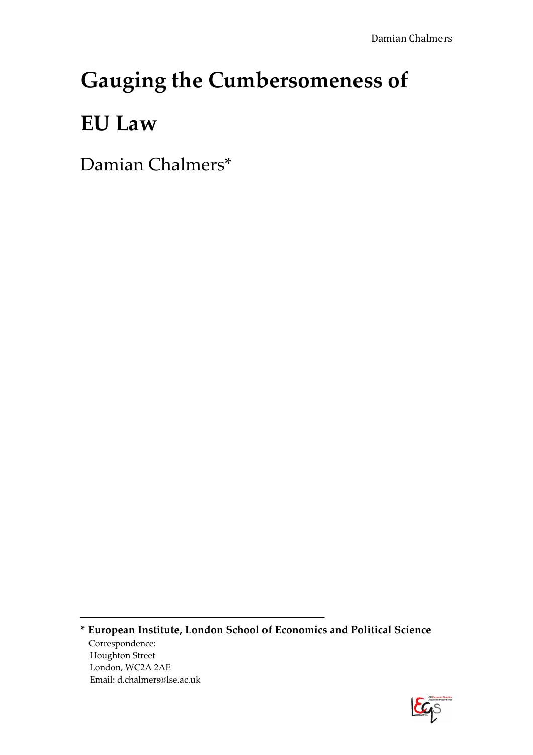# Gauging the Cumbersomeness of EU Law

Damian Chalmers*

---

**\* European Institute, London School of Economics and Political Science**

Correspondence:
Houghton Street
London, WC2A 2AE
Email: d.chalmers@lse.ac.uk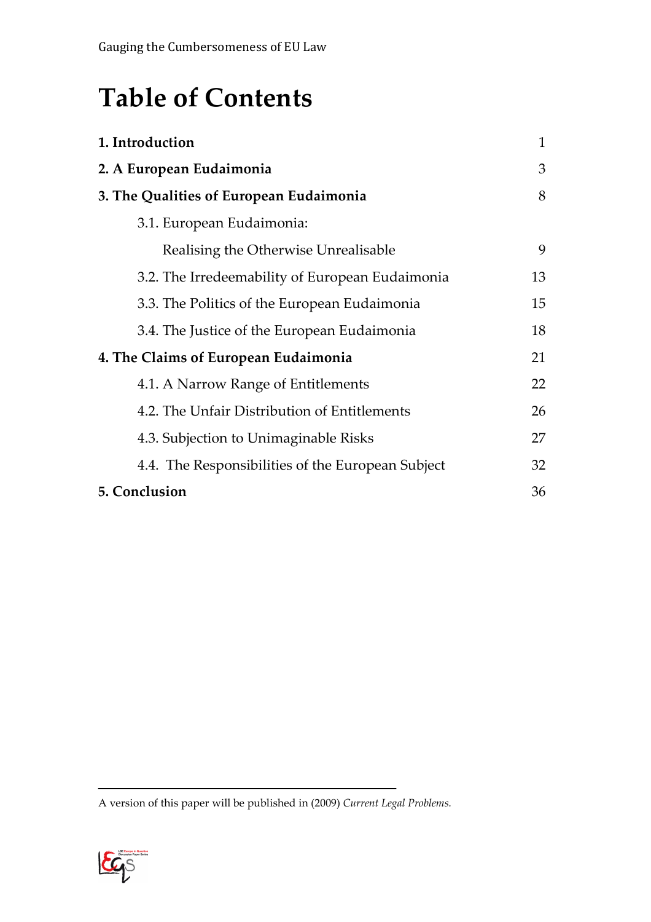# Table of Contents

| | |
|---|---|
| **1. Introduction** | 1 |
| **2. A European Eudaimonia** | 3 |
| **3. The Qualities of European Eudaimonia** | 8 |
| 3.1. European Eudaimonia: Realising the Otherwise Unrealisable | 9 |
| 3.2. The Irredeemability of European Eudaimonia | 13 |
| 3.3. The Politics of the European Eudaimonia | 15 |
| 3.4. The Justice of the European Eudaimonia | 18 |
| **4. The Claims of European Eudaimonia** | 21 |
| 4.1. A Narrow Range of Entitlements | 22 |
| 4.2. The Unfair Distribution of Entitlements | 26 |
| 4.3. Subjection to Unimaginable Risks | 27 |
| 4.4. The Responsibilities of the European Subject | 32 |
| **5. Conclusion** | 36 |

A version of this paper will be published in (2009) *Current Legal Problems.*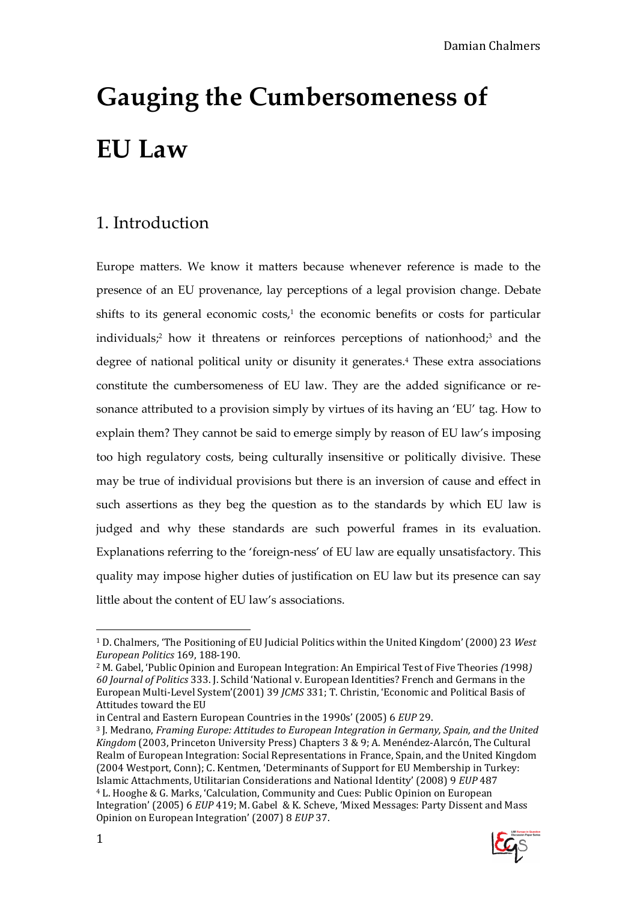# Gauging the Cumbersomeness of EU Law

## 1. Introduction

Europe matters. We know it matters because whenever reference is made to the presence of an EU provenance, lay perceptions of a legal provision change. Debate shifts to its general economic costs,[1] the economic benefits or costs for particular individuals;[2] how it threatens or reinforces perceptions of nationhood;[3] and the degree of national political unity or disunity it generates.[4] These extra associations constitute the cumbersomeness of EU law. They are the added significance or re-sonance attributed to a provision simply by virtues of its having an 'EU' tag. How to explain them? They cannot be said to emerge simply by reason of EU law's imposing too high regulatory costs, being culturally insensitive or politically divisive. These may be true of individual provisions but there is an inversion of cause and effect in such assertions as they beg the question as to the standards by which EU law is judged and why these standards are such powerful frames in its evaluation. Explanations referring to the 'foreign-ness' of EU law are equally unsatisfactory. This quality may impose higher duties of justification on EU law but its presence can say little about the content of EU law's associations.

---

[1] D. Chalmers, 'The Positioning of EU Judicial Politics within the United Kingdom' (2000) 23 *West European Politics* 169, 188-190.

[2] M. Gabel, 'Public Opinion and European Integration: An Empirical Test of Five Theories *(*1998*) 60 Journal of Politics* 333. J. Schild 'National v. European Identities? French and Germans in the European Multi-Level System'(2001) 39 *JCMS* 331; T. Christin, 'Economic and Political Basis of Attitudes toward the EU in Central and Eastern European Countries in the 1990s' (2005) 6 *EUP* 29.

[3] J. Medrano, *Framing Europe: Attitudes to European Integration in Germany, Spain, and the United Kingdom* (2003, Princeton University Press) Chapters 3 & 9; A. Menéndez-Alarcón, The Cultural Realm of European Integration: Social Representations in France, Spain, and the United Kingdom (2004 Westport, Conn); C. Kentmen, 'Determinants of Support for EU Membership in Turkey: Islamic Attachments, Utilitarian Considerations and National Identity' (2008) 9 *EUP* 487

[4] L. Hooghe & G. Marks, 'Calculation, Community and Cues: Public Opinion on European Integration' (2005) 6 *EUP* 419; M. Gabel & K. Scheve, 'Mixed Messages: Party Dissent and Mass Opinion on European Integration' (2007) 8 *EUP* 37.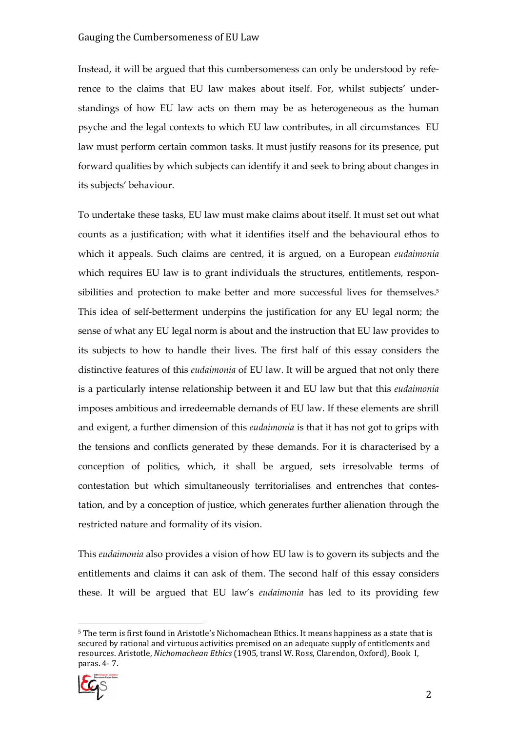Instead, it will be argued that this cumbersomeness can only be understood by reference to the claims that EU law makes about itself. For, whilst subjects' understandings of how EU law acts on them may be as heterogeneous as the human psyche and the legal contexts to which EU law contributes, in all circumstances EU law must perform certain common tasks. It must justify reasons for its presence, put forward qualities by which subjects can identify it and seek to bring about changes in its subjects' behaviour.

To undertake these tasks, EU law must make claims about itself. It must set out what counts as a justification; with what it identifies itself and the behavioural ethos to which it appeals. Such claims are centred, it is argued, on a European *eudaimonia* which requires EU law is to grant individuals the structures, entitlements, responsibilities and protection to make better and more successful lives for themselves.[5] This idea of self-betterment underpins the justification for any EU legal norm; the sense of what any EU legal norm is about and the instruction that EU law provides to its subjects to how to handle their lives. The first half of this essay considers the distinctive features of this *eudaimonia* of EU law. It will be argued that not only there is a particularly intense relationship between it and EU law but that this *eudaimonia* imposes ambitious and irredeemable demands of EU law. If these elements are shrill and exigent, a further dimension of this *eudaimonia* is that it has not got to grips with the tensions and conflicts generated by these demands. For it is characterised by a conception of politics, which, it shall be argued, sets irresolvable terms of contestation but which simultaneously territorialises and entrenches that contestation, and by a conception of justice, which generates further alienation through the restricted nature and formality of its vision.

This *eudaimonia* also provides a vision of how EU law is to govern its subjects and the entitlements and claims it can ask of them. The second half of this essay considers these. It will be argued that EU law's *eudaimonia* has led to its providing few

---

[5] The term is first found in Aristotle's Nichomachean Ethics. It means happiness as a state that is secured by rational and virtuous activities premised on an adequate supply of entitlements and resources. Aristotle, *Nichomachean Ethics* (1905, transl W. Ross, Clarendon, Oxford), Book I, paras. 4- 7.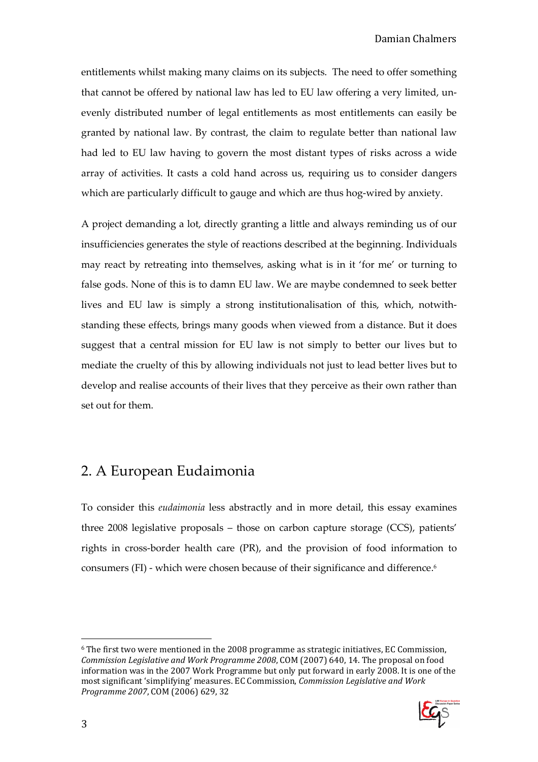entitlements whilst making many claims on its subjects. The need to offer something that cannot be offered by national law has led to EU law offering a very limited, unevenly distributed number of legal entitlements as most entitlements can easily be granted by national law. By contrast, the claim to regulate better than national law had led to EU law having to govern the most distant types of risks across a wide array of activities. It casts a cold hand across us, requiring us to consider dangers which are particularly difficult to gauge and which are thus hog-wired by anxiety.

A project demanding a lot, directly granting a little and always reminding us of our insufficiencies generates the style of reactions described at the beginning. Individuals may react by retreating into themselves, asking what is in it 'for me' or turning to false gods. None of this is to damn EU law. We are maybe condemned to seek better lives and EU law is simply a strong institutionalisation of this, which, notwithstanding these effects, brings many goods when viewed from a distance. But it does suggest that a central mission for EU law is not simply to better our lives but to mediate the cruelty of this by allowing individuals not just to lead better lives but to develop and realise accounts of their lives that they perceive as their own rather than set out for them.

## 2. A European Eudaimonia

To consider this *eudaimonia* less abstractly and in more detail, this essay examines three 2008 legislative proposals – those on carbon capture storage (CCS), patients' rights in cross-border health care (PR), and the provision of food information to consumers (FI) - which were chosen because of their significance and difference.[6]

[6] The first two were mentioned in the 2008 programme as strategic initiatives, EC Commission, *Commission Legislative and Work Programme 2008*, COM (2007) 640, 14. The proposal on food information was in the 2007 Work Programme but only put forward in early 2008. It is one of the most significant 'simplifying' measures. EC Commission, *Commission Legislative and Work Programme 2007*, COM (2006) 629, 32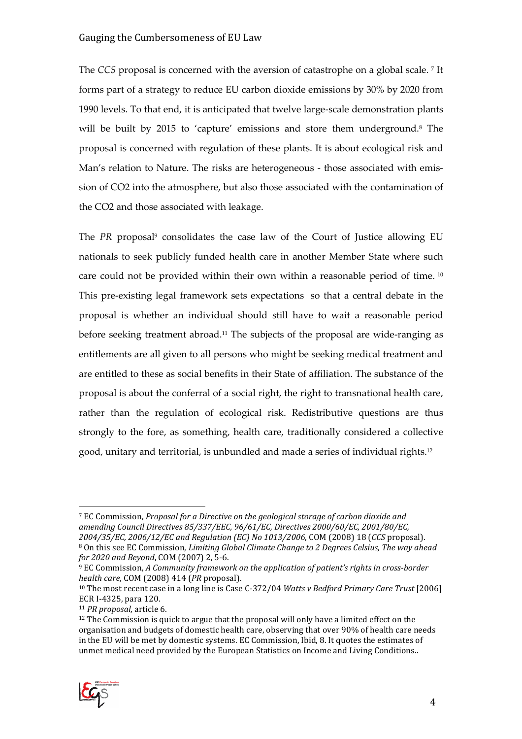The *CCS* proposal is concerned with the aversion of catastrophe on a global scale. [7] It forms part of a strategy to reduce EU carbon dioxide emissions by 30% by 2020 from 1990 levels. To that end, it is anticipated that twelve large-scale demonstration plants will be built by 2015 to 'capture' emissions and store them underground.[8] The proposal is concerned with regulation of these plants. It is about ecological risk and Man's relation to Nature. The risks are heterogeneous - those associated with emission of $CO_2$ into the atmosphere, but also those associated with the contamination of the $CO_2$ and those associated with leakage.

The *PR* proposal[9] consolidates the case law of the Court of Justice allowing EU nationals to seek publicly funded health care in another Member State where such care could not be provided within their own within a reasonable period of time. [10] This pre-existing legal framework sets expectations so that a central debate in the proposal is whether an individual should still have to wait a reasonable period before seeking treatment abroad.[11] The subjects of the proposal are wide-ranging as entitlements are all given to all persons who might be seeking medical treatment and are entitled to these as social benefits in their State of affiliation. The substance of the proposal is about the conferral of a social right, the right to transnational health care, rather than the regulation of ecological risk. Redistributive questions are thus strongly to the fore, as something, health care, traditionally considered a collective good, unitary and territorial, is unbundled and made a series of individual rights.[12]

---

[7] EC Commission, *Proposal for a Directive on the geological storage of carbon dioxide and amending Council Directives 85/337/EEC, 96/61/EC, Directives 2000/60/EC, 2001/80/EC, 2004/35/EC, 2006/12/EC and Regulation (EC) No 1013/2006*, COM (2008) 18 (*CCS* proposal).

[8] On this see EC Commission, *Limiting Global Climate Change to 2 Degrees Celsius, The way ahead for 2020 and Beyond*, COM (2007) 2, 5-6.

[9] EC Commission, *A Community framework on the application of patient's rights in cross-border health care*, COM (2008) 414 (*PR* proposal).

[10] The most recent case in a long line is Case C-372/04 *Watts v Bedford Primary Care Trust* [2006] ECR I-4325, para 120.

[11] *PR proposal*, article 6.

[12] The Commission is quick to argue that the proposal will only have a limited effect on the organisation and budgets of domestic health care, observing that over 90% of health care needs in the EU will be met by domestic systems. EC Commission, Ibid, 8. It quotes the estimates of unmet medical need provided by the European Statistics on Income and Living Conditions..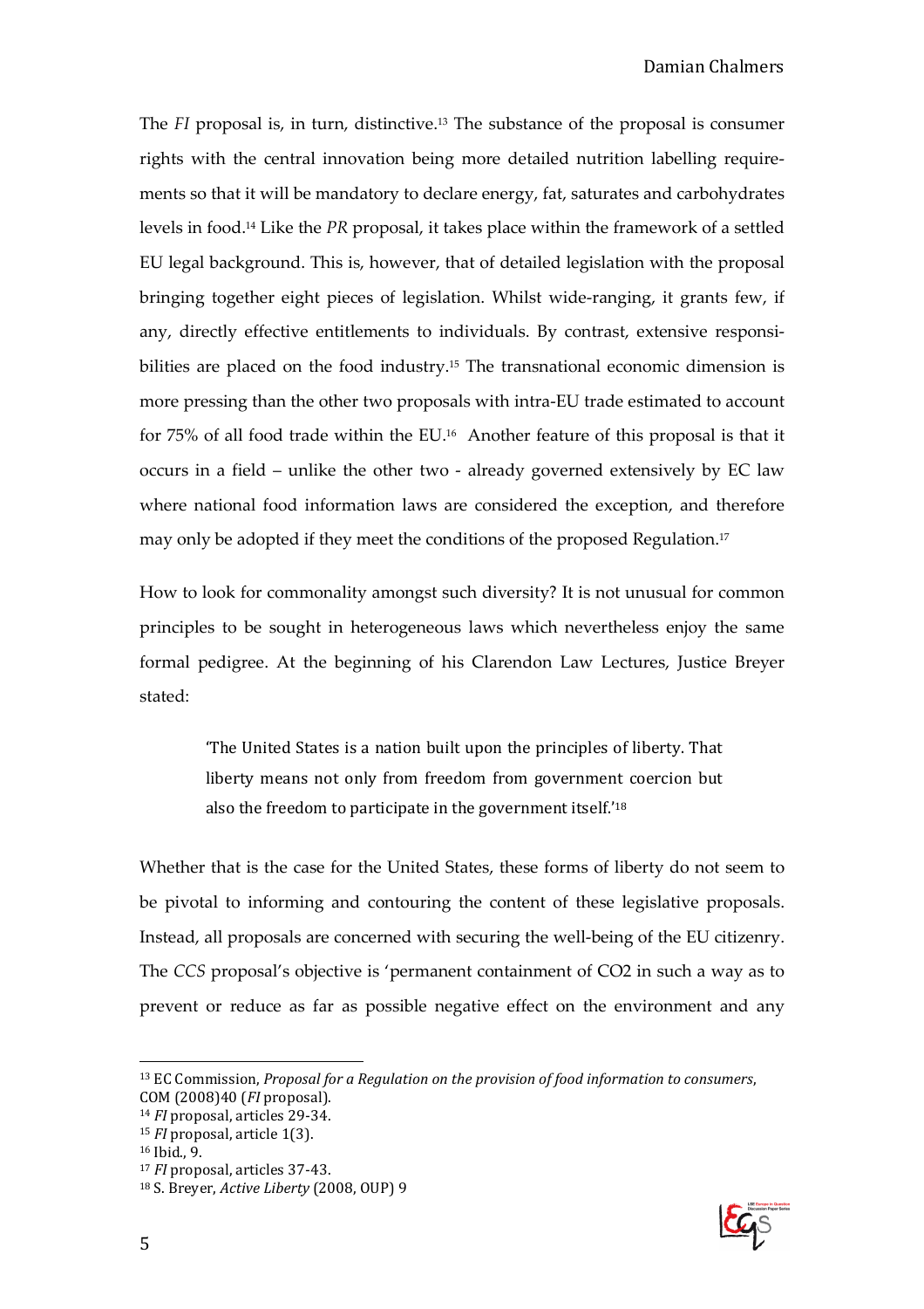The *FI* proposal is, in turn, distinctive.[13] The substance of the proposal is consumer rights with the central innovation being more detailed nutrition labelling requirements so that it will be mandatory to declare energy, fat, saturates and carbohydrates levels in food.[14] Like the *PR* proposal, it takes place within the framework of a settled EU legal background. This is, however, that of detailed legislation with the proposal bringing together eight pieces of legislation. Whilst wide-ranging, it grants few, if any, directly effective entitlements to individuals. By contrast, extensive responsibilities are placed on the food industry.[15] The transnational economic dimension is more pressing than the other two proposals with intra-EU trade estimated to account for 75% of all food trade within the EU.[16] Another feature of this proposal is that it occurs in a field – unlike the other two - already governed extensively by EC law where national food information laws are considered the exception, and therefore may only be adopted if they meet the conditions of the proposed Regulation.[17]

How to look for commonality amongst such diversity? It is not unusual for common principles to be sought in heterogeneous laws which nevertheless enjoy the same formal pedigree. At the beginning of his Clarendon Law Lectures, Justice Breyer stated:

> 'The United States is a nation built upon the principles of liberty. That liberty means not only from freedom from government coercion but also the freedom to participate in the government itself.'[18]

Whether that is the case for the United States, these forms of liberty do not seem to be pivotal to informing and contouring the content of these legislative proposals. Instead, all proposals are concerned with securing the well-being of the EU citizenry. The *CCS* proposal's objective is 'permanent containment of $CO_2$ in such a way as to prevent or reduce as far as possible negative effect on the environment and any

---

[13] EC Commission, *Proposal for a Regulation on the provision of food information to consumers*, COM (2008)40 (*FI* proposal).

[14] *FI* proposal, articles 29-34.

[15] *FI* proposal, article 1(3).

[16] Ibid., 9.

[17] *FI* proposal, articles 37-43.

[18] S. Breyer, *Active Liberty* (2008, OUP) 9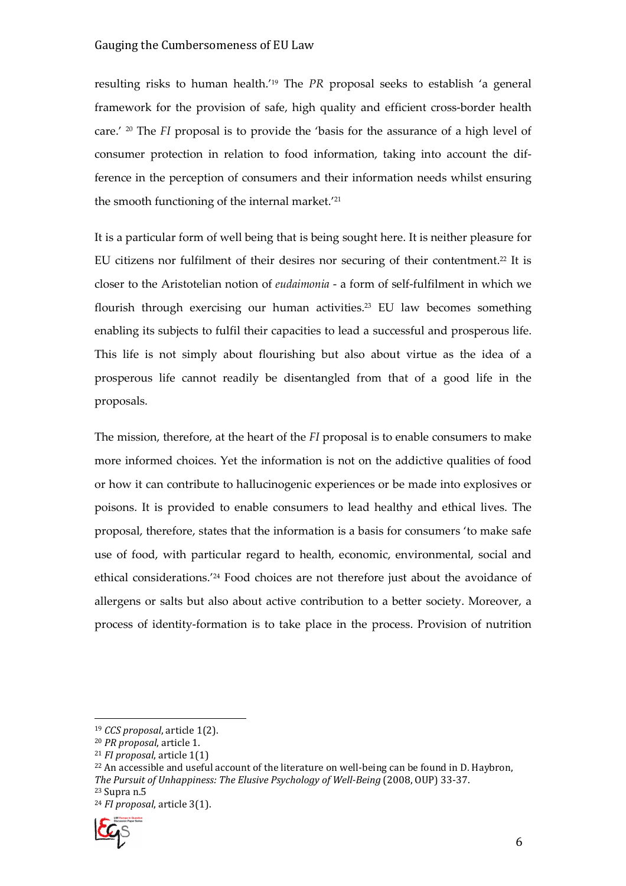resulting risks to human health.'[19] The *PR* proposal seeks to establish 'a general framework for the provision of safe, high quality and efficient cross-border health care.' [20] The *FI* proposal is to provide the 'basis for the assurance of a high level of consumer protection in relation to food information, taking into account the difference in the perception of consumers and their information needs whilst ensuring the smooth functioning of the internal market.'[21]

It is a particular form of well being that is being sought here. It is neither pleasure for EU citizens nor fulfilment of their desires nor securing of their contentment.[22] It is closer to the Aristotelian notion of *eudaimonia* - a form of self-fulfilment in which we flourish through exercising our human activities.[23] EU law becomes something enabling its subjects to fulfil their capacities to lead a successful and prosperous life. This life is not simply about flourishing but also about virtue as the idea of a prosperous life cannot readily be disentangled from that of a good life in the proposals.

The mission, therefore, at the heart of the *FI* proposal is to enable consumers to make more informed choices. Yet the information is not on the addictive qualities of food or how it can contribute to hallucinogenic experiences or be made into explosives or poisons. It is provided to enable consumers to lead healthy and ethical lives. The proposal, therefore, states that the information is a basis for consumers 'to make safe use of food, with particular regard to health, economic, environmental, social and ethical considerations.'[24] Food choices are not therefore just about the avoidance of allergens or salts but also about active contribution to a better society. Moreover, a process of identity-formation is to take place in the process. Provision of nutrition

---

[19] *CCS proposal*, article 1(2).

[20] *PR proposal*, article 1.

[21] *FI proposal*, article 1(1)

[22] An accessible and useful account of the literature on well-being can be found in D. Haybron, *The Pursuit of Unhappiness: The Elusive Psychology of Well-Being* (2008, OUP) 33-37.

[23] Supra n.5

[24] *FI proposal*, article 3(1).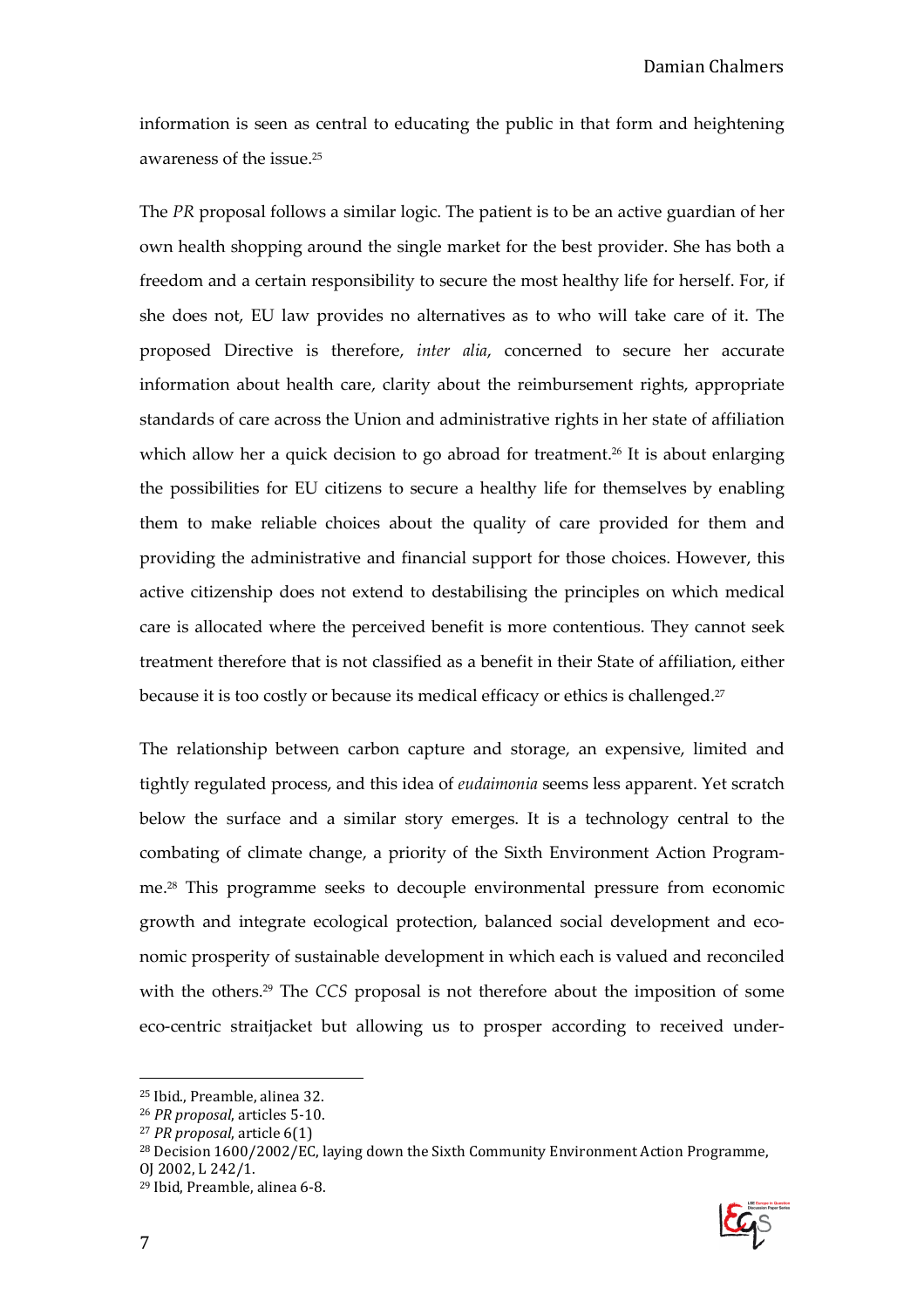information is seen as central to educating the public in that form and heightening awareness of the issue.[25]

The *PR* proposal follows a similar logic. The patient is to be an active guardian of her own health shopping around the single market for the best provider. She has both a freedom and a certain responsibility to secure the most healthy life for herself. For, if she does not, EU law provides no alternatives as to who will take care of it. The proposed Directive is therefore, *inter alia*, concerned to secure her accurate information about health care, clarity about the reimbursement rights, appropriate standards of care across the Union and administrative rights in her state of affiliation which allow her a quick decision to go abroad for treatment.[26] It is about enlarging the possibilities for EU citizens to secure a healthy life for themselves by enabling them to make reliable choices about the quality of care provided for them and providing the administrative and financial support for those choices. However, this active citizenship does not extend to destabilising the principles on which medical care is allocated where the perceived benefit is more contentious. They cannot seek treatment therefore that is not classified as a benefit in their State of affiliation, either because it is too costly or because its medical efficacy or ethics is challenged.[27]

The relationship between carbon capture and storage, an expensive, limited and tightly regulated process, and this idea of *eudaimonia* seems less apparent. Yet scratch below the surface and a similar story emerges. It is a technology central to the combating of climate change, a priority of the Sixth Environment Action Programme.[28] This programme seeks to decouple environmental pressure from economic growth and integrate ecological protection, balanced social development and economic prosperity of sustainable development in which each is valued and reconciled with the others.[29] The *CCS* proposal is not therefore about the imposition of some eco-centric straitjacket but allowing us to prosper according to received under-

---

[25] Ibid., Preamble, alinea 32.

[26] *PR proposal*, articles 5-10.

[27] *PR proposal*, article 6(1)

[28] Decision 1600/2002/EC, laying down the Sixth Community Environment Action Programme, OJ 2002, L 242/1.

[29] Ibid, Preamble, alinea 6-8.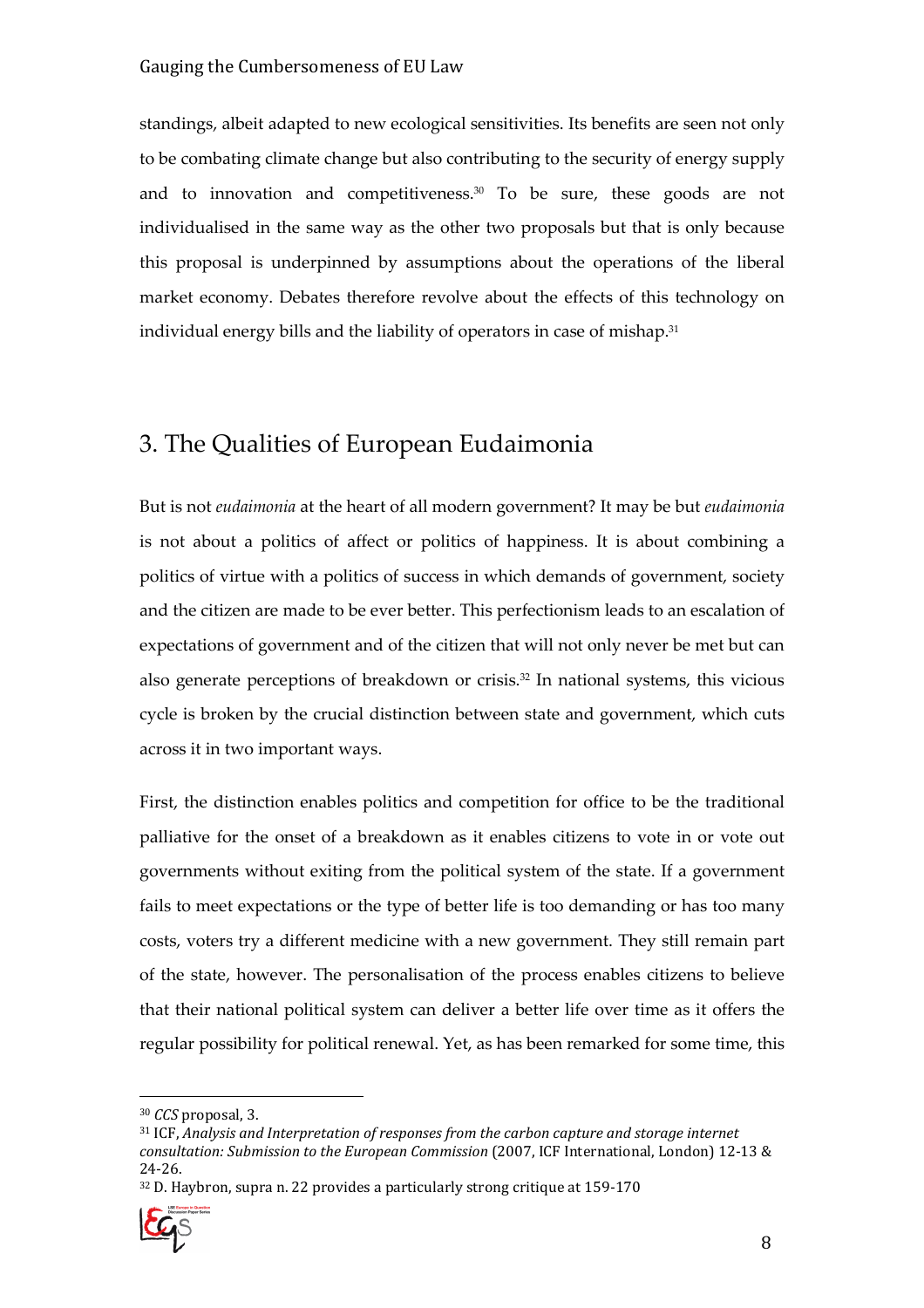standings, albeit adapted to new ecological sensitivities. Its benefits are seen not only to be combating climate change but also contributing to the security of energy supply and to innovation and competitiveness.[30] To be sure, these goods are not individualised in the same way as the other two proposals but that is only because this proposal is underpinned by assumptions about the operations of the liberal market economy. Debates therefore revolve about the effects of this technology on individual energy bills and the liability of operators in case of mishap.[31]

## 3. The Qualities of European Eudaimonia

But is not *eudaimonia* at the heart of all modern government? It may be but *eudaimonia* is not about a politics of affect or politics of happiness. It is about combining a politics of virtue with a politics of success in which demands of government, society and the citizen are made to be ever better. This perfectionism leads to an escalation of expectations of government and of the citizen that will not only never be met but can also generate perceptions of breakdown or crisis.[32] In national systems, this vicious cycle is broken by the crucial distinction between state and government, which cuts across it in two important ways.

First, the distinction enables politics and competition for office to be the traditional palliative for the onset of a breakdown as it enables citizens to vote in or vote out governments without exiting from the political system of the state. If a government fails to meet expectations or the type of better life is too demanding or has too many costs, voters try a different medicine with a new government. They still remain part of the state, however. The personalisation of the process enables citizens to believe that their national political system can deliver a better life over time as it offers the regular possibility for political renewal. Yet, as has been remarked for some time, this

---

[30] *CCS* proposal, 3.

[31] ICF, *Analysis and Interpretation of responses from the carbon capture and storage internet consultation: Submission to the European Commission* (2007, ICF International, London) 12-13 & 24-26.

[32] D. Haybron, supra n. 22 provides a particularly strong critique at 159-170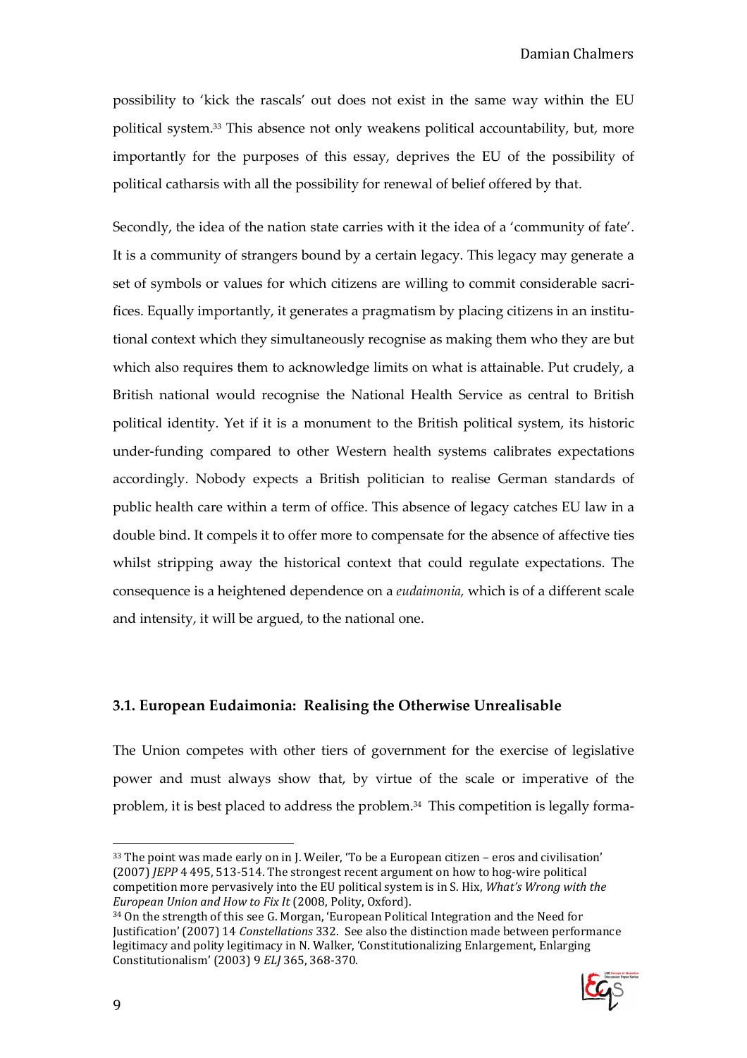possibility to 'kick the rascals' out does not exist in the same way within the EU political system.[33] This absence not only weakens political accountability, but, more importantly for the purposes of this essay, deprives the EU of the possibility of political catharsis with all the possibility for renewal of belief offered by that.

Secondly, the idea of the nation state carries with it the idea of a 'community of fate'. It is a community of strangers bound by a certain legacy. This legacy may generate a set of symbols or values for which citizens are willing to commit considerable sacrifices. Equally importantly, it generates a pragmatism by placing citizens in an institutional context which they simultaneously recognise as making them who they are but which also requires them to acknowledge limits on what is attainable. Put crudely, a British national would recognise the National Health Service as central to British political identity. Yet if it is a monument to the British political system, its historic under-funding compared to other Western health systems calibrates expectations accordingly. Nobody expects a British politician to realise German standards of public health care within a term of office. This absence of legacy catches EU law in a double bind. It compels it to offer more to compensate for the absence of affective ties whilst stripping away the historical context that could regulate expectations. The consequence is a heightened dependence on a *eudaimonia,* which is of a different scale and intensity, it will be argued, to the national one.

### 3.1. European Eudaimonia: Realising the Otherwise Unrealisable

The Union competes with other tiers of government for the exercise of legislative power and must always show that, by virtue of the scale or imperative of the problem, it is best placed to address the problem.[34] This competition is legally forma-

---

[33] The point was made early on in J. Weiler, 'To be a European citizen – eros and civilisation' (2007) *JEPP* 4 495, 513-514. The strongest recent argument on how to hog-wire political competition more pervasively into the EU political system is in S. Hix, *What's Wrong with the European Union and How to Fix It* (2008, Polity, Oxford).

[34] On the strength of this see G. Morgan, 'European Political Integration and the Need for Justification' (2007) 14 *Constellations* 332. See also the distinction made between performance legitimacy and polity legitimacy in N. Walker, 'Constitutionalizing Enlargement, Enlarging Constitutionalism' (2003) 9 *ELJ* 365, 368-370.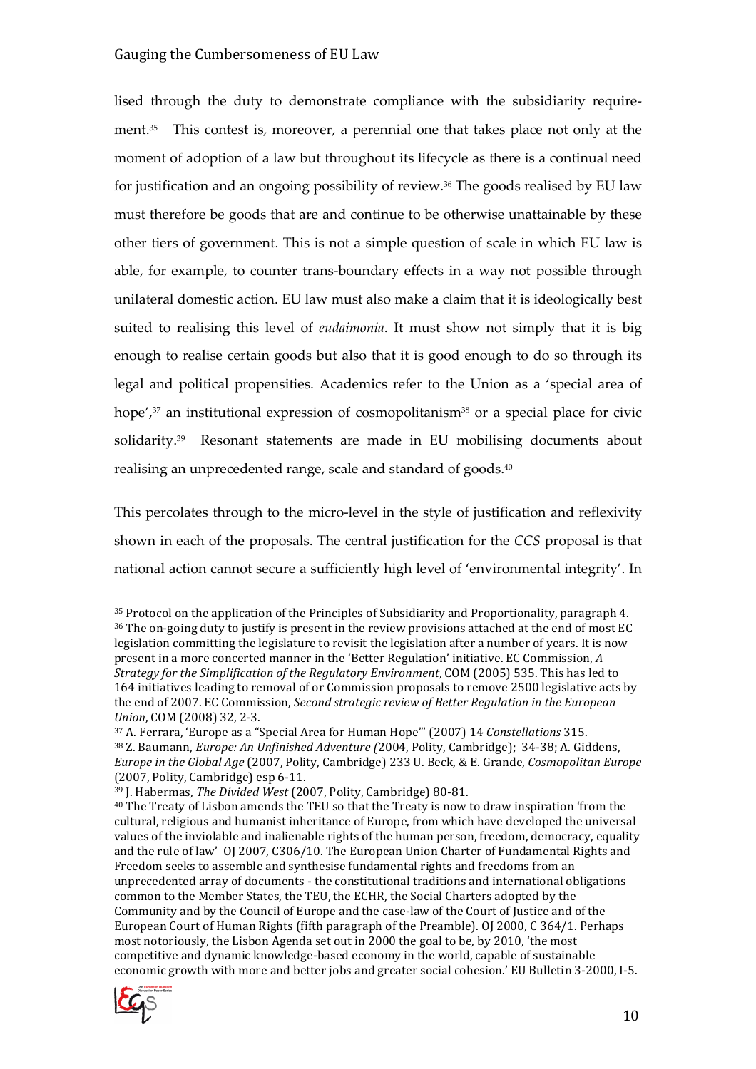lised through the duty to demonstrate compliance with the subsidiarity requirement.[35] This contest is, moreover, a perennial one that takes place not only at the moment of adoption of a law but throughout its lifecycle as there is a continual need for justification and an ongoing possibility of review.[36] The goods realised by EU law must therefore be goods that are and continue to be otherwise unattainable by these other tiers of government. This is not a simple question of scale in which EU law is able, for example, to counter trans-boundary effects in a way not possible through unilateral domestic action. EU law must also make a claim that it is ideologically best suited to realising this level of *eudaimonia*. It must show not simply that it is big enough to realise certain goods but also that it is good enough to do so through its legal and political propensities. Academics refer to the Union as a 'special area of hope',[37] an institutional expression of cosmopolitanism[38] or a special place for civic solidarity.[39] Resonant statements are made in EU mobilising documents about realising an unprecedented range, scale and standard of goods.[40]

This percolates through to the micro-level in the style of justification and reflexivity shown in each of the proposals. The central justification for the *CCS* proposal is that national action cannot secure a sufficiently high level of 'environmental integrity'. In

---

[35] Protocol on the application of the Principles of Subsidiarity and Proportionality, paragraph 4.

[36] The on-going duty to justify is present in the review provisions attached at the end of most EC legislation committing the legislature to revisit the legislation after a number of years. It is now present in a more concerted manner in the 'Better Regulation' initiative. EC Commission, *A Strategy for the Simplification of the Regulatory Environment*, COM (2005) 535. This has led to 164 initiatives leading to removal of or Commission proposals to remove 2500 legislative acts by the end of 2007. EC Commission, *Second strategic review of Better Regulation in the European Union*, COM (2008) 32, 2-3.

[37] A. Ferrara, 'Europe as a "Special Area for Human Hope"' (2007) 14 *Constellations* 315.

[38] Z. Baumann, *Europe: An Unfinished Adventure (*2004, Polity, Cambridge); 34-38; A. Giddens, *Europe in the Global Age* (2007, Polity, Cambridge) 233 U. Beck, & E. Grande, *Cosmopolitan Europe* (2007, Polity, Cambridge) esp 6-11.

[39] J. Habermas, *The Divided West* (2007, Polity, Cambridge) 80-81.

[40] The Treaty of Lisbon amends the TEU so that the Treaty is now to draw inspiration 'from the cultural, religious and humanist inheritance of Europe, from which have developed the universal values of the inviolable and inalienable rights of the human person, freedom, democracy, equality and the rule of law' OJ 2007, C306/10. The European Union Charter of Fundamental Rights and Freedom seeks to assemble and synthesise fundamental rights and freedoms from an unprecedented array of documents - the constitutional traditions and international obligations common to the Member States, the TEU, the ECHR, the Social Charters adopted by the Community and by the Council of Europe and the case-law of the Court of Justice and of the European Court of Human Rights (fifth paragraph of the Preamble). OJ 2000, C 364/1. Perhaps most notoriously, the Lisbon Agenda set out in 2000 the goal to be, by 2010, 'the most competitive and dynamic knowledge-based economy in the world, capable of sustainable economic growth with more and better jobs and greater social cohesion.' EU Bulletin 3-2000, I-5.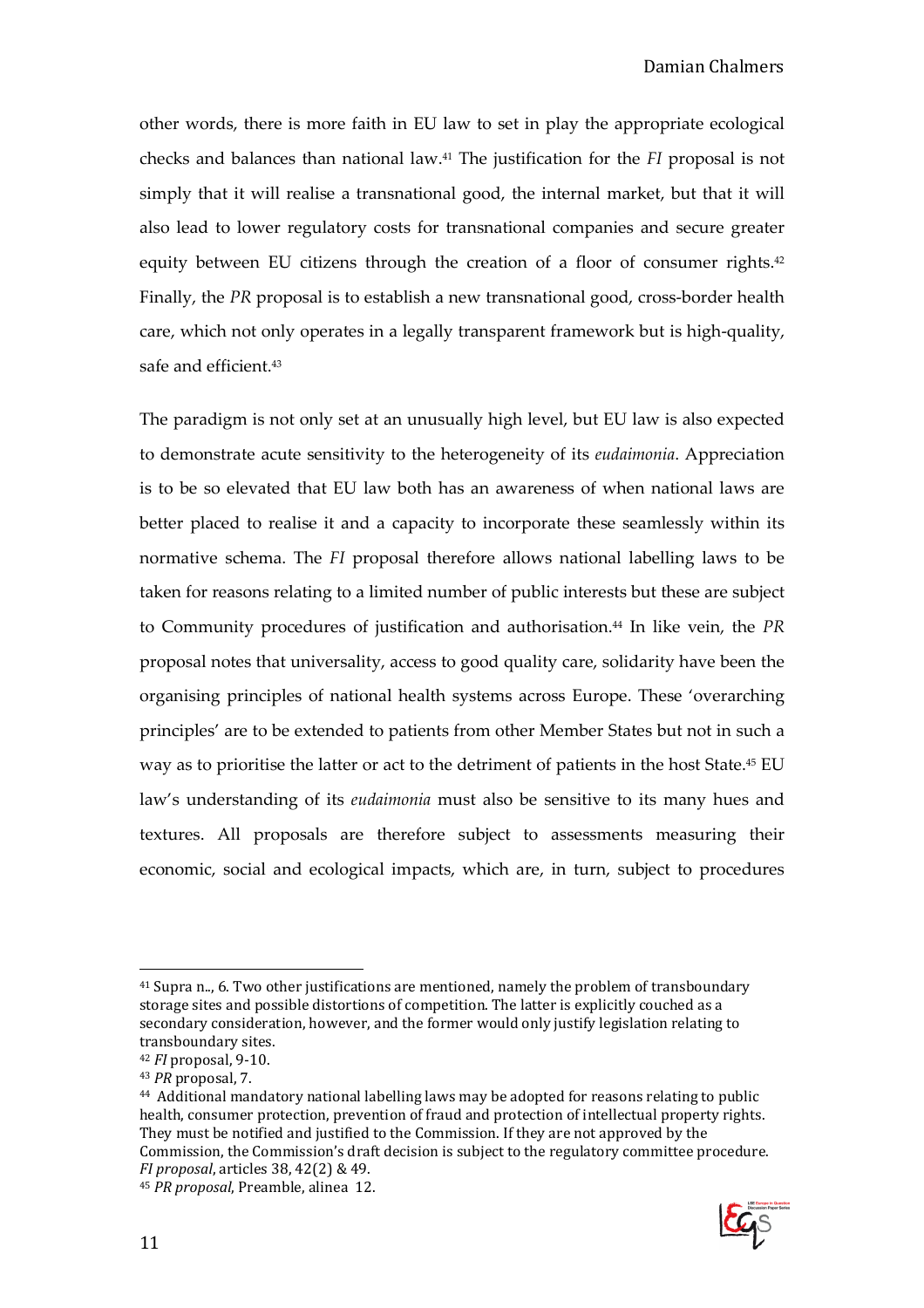other words, there is more faith in EU law to set in play the appropriate ecological checks and balances than national law.[41] The justification for the *FI* proposal is not simply that it will realise a transnational good, the internal market, but that it will also lead to lower regulatory costs for transnational companies and secure greater equity between EU citizens through the creation of a floor of consumer rights.[42] Finally, the *PR* proposal is to establish a new transnational good, cross-border health care, which not only operates in a legally transparent framework but is high-quality, safe and efficient.[43]

The paradigm is not only set at an unusually high level, but EU law is also expected to demonstrate acute sensitivity to the heterogeneity of its *eudaimonia*. Appreciation is to be so elevated that EU law both has an awareness of when national laws are better placed to realise it and a capacity to incorporate these seamlessly within its normative schema. The *FI* proposal therefore allows national labelling laws to be taken for reasons relating to a limited number of public interests but these are subject to Community procedures of justification and authorisation.[44] In like vein, the *PR* proposal notes that universality, access to good quality care, solidarity have been the organising principles of national health systems across Europe. These 'overarching principles' are to be extended to patients from other Member States but not in such a way as to prioritise the latter or act to the detriment of patients in the host State.[45] EU law's understanding of its *eudaimonia* must also be sensitive to its many hues and textures. All proposals are therefore subject to assessments measuring their economic, social and ecological impacts, which are, in turn, subject to procedures

---

[41] Supra n.., 6. Two other justifications are mentioned, namely the problem of transboundary storage sites and possible distortions of competition. The latter is explicitly couched as a secondary consideration, however, and the former would only justify legislation relating to transboundary sites.

[42] *FI* proposal, 9-10.

[43] *PR* proposal, 7.

[44] Additional mandatory national labelling laws may be adopted for reasons relating to public health, consumer protection, prevention of fraud and protection of intellectual property rights. They must be notified and justified to the Commission. If they are not approved by the Commission, the Commission's draft decision is subject to the regulatory committee procedure. *FI proposal*, articles 38, 42(2) & 49.

[45] *PR proposal*, Preamble, alinea 12.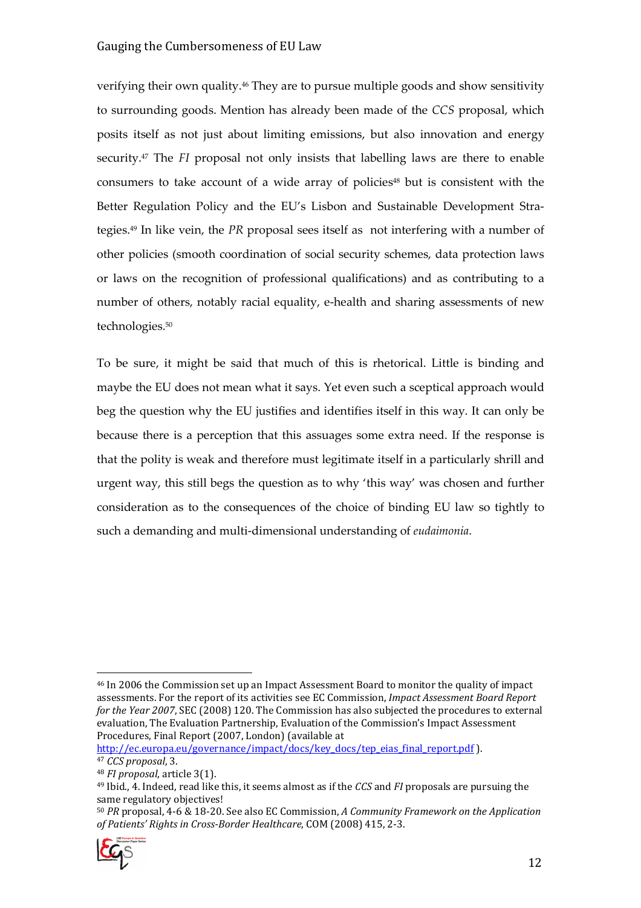verifying their own quality.[46] They are to pursue multiple goods and show sensitivity to surrounding goods. Mention has already been made of the *CCS* proposal, which posits itself as not just about limiting emissions, but also innovation and energy security.[47] The *FI* proposal not only insists that labelling laws are there to enable consumers to take account of a wide array of policies[48] but is consistent with the Better Regulation Policy and the EU's Lisbon and Sustainable Development Strategies.[49] In like vein, the *PR* proposal sees itself as not interfering with a number of other policies (smooth coordination of social security schemes, data protection laws or laws on the recognition of professional qualifications) and as contributing to a number of others, notably racial equality, e-health and sharing assessments of new technologies.[50]

To be sure, it might be said that much of this is rhetorical. Little is binding and maybe the EU does not mean what it says. Yet even such a sceptical approach would beg the question why the EU justifies and identifies itself in this way. It can only be because there is a perception that this assuages some extra need. If the response is that the polity is weak and therefore must legitimate itself in a particularly shrill and urgent way, this still begs the question as to why 'this way' was chosen and further consideration as to the consequences of the choice of binding EU law so tightly to such a demanding and multi-dimensional understanding of *eudaimonia*.

---

[46] In 2006 the Commission set up an Impact Assessment Board to monitor the quality of impact assessments. For the report of its activities see EC Commission, *Impact Assessment Board Report for the Year 2007*, SEC (2008) 120. The Commission has also subjected the procedures to external evaluation, The Evaluation Partnership, Evaluation of the Commission's Impact Assessment Procedures, Final Report (2007, London) (available at http://ec.europa.eu/governance/impact/docs/key_docs/tep_eias_final_report.pdf ).

[47] *CCS proposal*, 3.

[48] *FI proposal*, article 3(1).

[49] Ibid., 4. Indeed, read like this, it seems almost as if the *CCS* and *FI* proposals are pursuing the same regulatory objectives!

[50] *PR* proposal, 4-6 & 18-20. See also EC Commission, *A Community Framework on the Application of Patients' Rights in Cross-Border Healthcare*, COM (2008) 415, 2-3.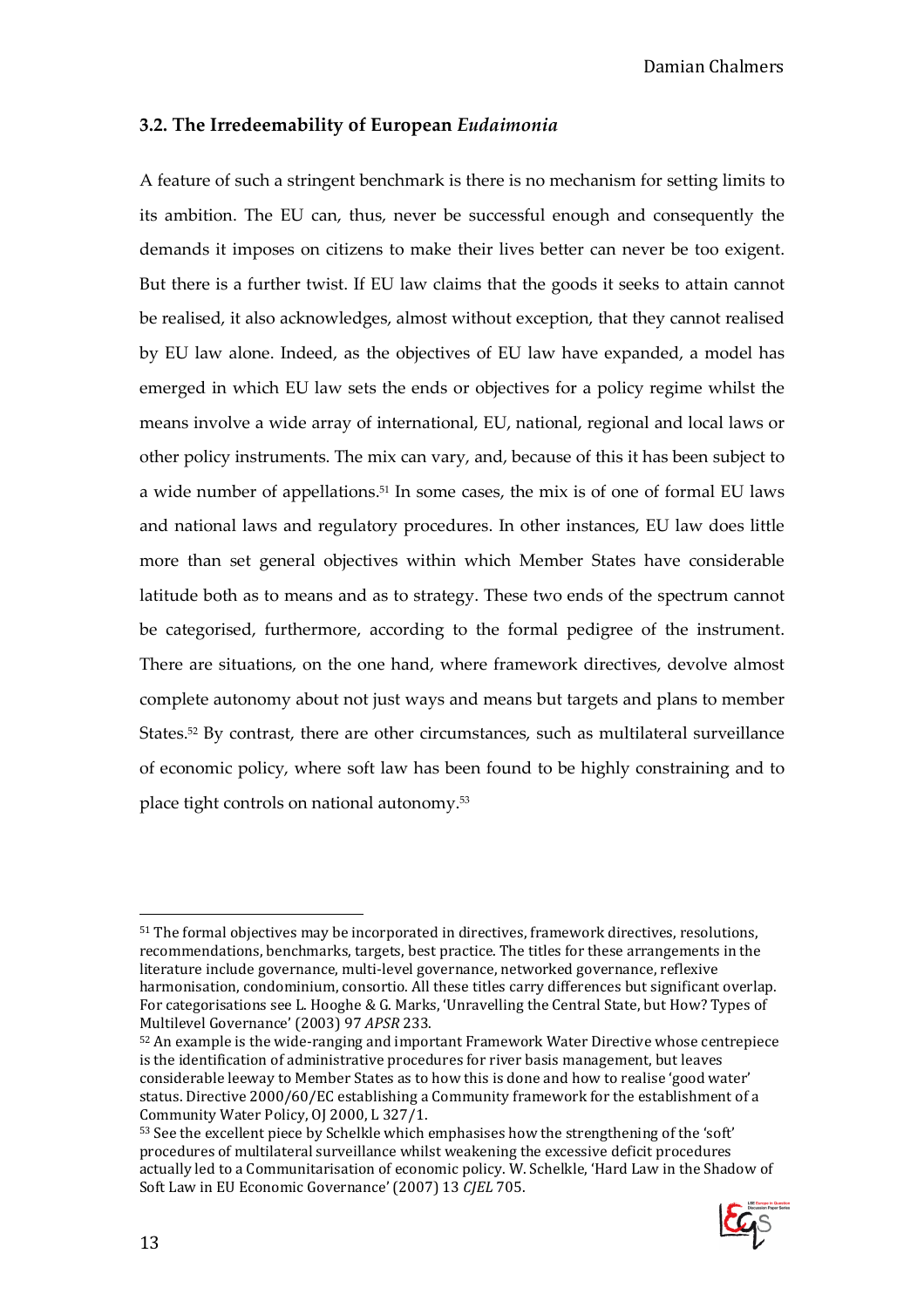### 3.2. The Irredeemability of European *Eudaimonia*

A feature of such a stringent benchmark is there is no mechanism for setting limits to its ambition. The EU can, thus, never be successful enough and consequently the demands it imposes on citizens to make their lives better can never be too exigent. But there is a further twist. If EU law claims that the goods it seeks to attain cannot be realised, it also acknowledges, almost without exception, that they cannot realised by EU law alone. Indeed, as the objectives of EU law have expanded, a model has emerged in which EU law sets the ends or objectives for a policy regime whilst the means involve a wide array of international, EU, national, regional and local laws or other policy instruments. The mix can vary, and, because of this it has been subject to a wide number of appellations.[51] In some cases, the mix is of one of formal EU laws and national laws and regulatory procedures. In other instances, EU law does little more than set general objectives within which Member States have considerable latitude both as to means and as to strategy. These two ends of the spectrum cannot be categorised, furthermore, according to the formal pedigree of the instrument. There are situations, on the one hand, where framework directives, devolve almost complete autonomy about not just ways and means but targets and plans to member States.[52] By contrast, there are other circumstances, such as multilateral surveillance of economic policy, where soft law has been found to be highly constraining and to place tight controls on national autonomy.[53]

[51] The formal objectives may be incorporated in directives, framework directives, resolutions, recommendations, benchmarks, targets, best practice. The titles for these arrangements in the literature include governance, multi-level governance, networked governance, reflexive harmonisation, condominium, consortio. All these titles carry differences but significant overlap. For categorisations see L. Hooghe & G. Marks, 'Unravelling the Central State, but How? Types of Multilevel Governance' (2003) 97 *APSR* 233.

[52] An example is the wide-ranging and important Framework Water Directive whose centrepiece is the identification of administrative procedures for river basis management, but leaves considerable leeway to Member States as to how this is done and how to realise 'good water' status. Directive 2000/60/EC establishing a Community framework for the establishment of a Community Water Policy, OJ 2000, L 327/1.

[53] See the excellent piece by Schelkle which emphasises how the strengthening of the 'soft' procedures of multilateral surveillance whilst weakening the excessive deficit procedures actually led to a Communitarisation of economic policy. W. Schelkle, 'Hard Law in the Shadow of Soft Law in EU Economic Governance' (2007) 13 *CJEL* 705.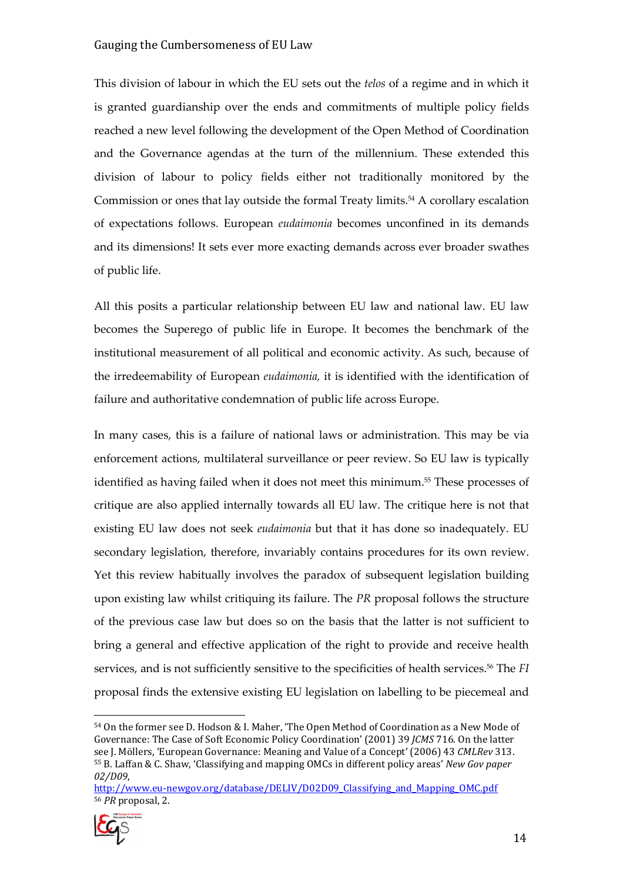This division of labour in which the EU sets out the *telos* of a regime and in which it is granted guardianship over the ends and commitments of multiple policy fields reached a new level following the development of the Open Method of Coordination and the Governance agendas at the turn of the millennium. These extended this division of labour to policy fields either not traditionally monitored by the Commission or ones that lay outside the formal Treaty limits.[54] A corollary escalation of expectations follows. European *eudaimonia* becomes unconfined in its demands and its dimensions! It sets ever more exacting demands across ever broader swathes of public life.

All this posits a particular relationship between EU law and national law. EU law becomes the Superego of public life in Europe. It becomes the benchmark of the institutional measurement of all political and economic activity. As such, because of the irredeemability of European *eudaimonia,* it is identified with the identification of failure and authoritative condemnation of public life across Europe.

In many cases, this is a failure of national laws or administration. This may be via enforcement actions, multilateral surveillance or peer review. So EU law is typically identified as having failed when it does not meet this minimum.[55] These processes of critique are also applied internally towards all EU law. The critique here is not that existing EU law does not seek *eudaimonia* but that it has done so inadequately. EU secondary legislation, therefore, invariably contains procedures for its own review. Yet this review habitually involves the paradox of subsequent legislation building upon existing law whilst critiquing its failure. The *PR* proposal follows the structure of the previous case law but does so on the basis that the latter is not sufficient to bring a general and effective application of the right to provide and receive health services, and is not sufficiently sensitive to the specificities of health services.[56] The *FI* proposal finds the extensive existing EU legislation on labelling to be piecemeal and

---

[54] On the former see D. Hodson & I. Maher, 'The Open Method of Coordination as a New Mode of Governance: The Case of Soft Economic Policy Coordination' (2001) 39 *JCMS* 716. On the latter see J. Möllers, 'European Governance: Meaning and Value of a Concept' (2006) 43 *CMLRev* 313.

[55] B. Laffan & C. Shaw, 'Classifying and mapping OMCs in different policy areas' *New Gov paper 02/D09*, http://www.eu-newgov.org/database/DELIV/D02D09_Classifying_and_Mapping_OMC.pdf

[56] *PR* proposal, 2.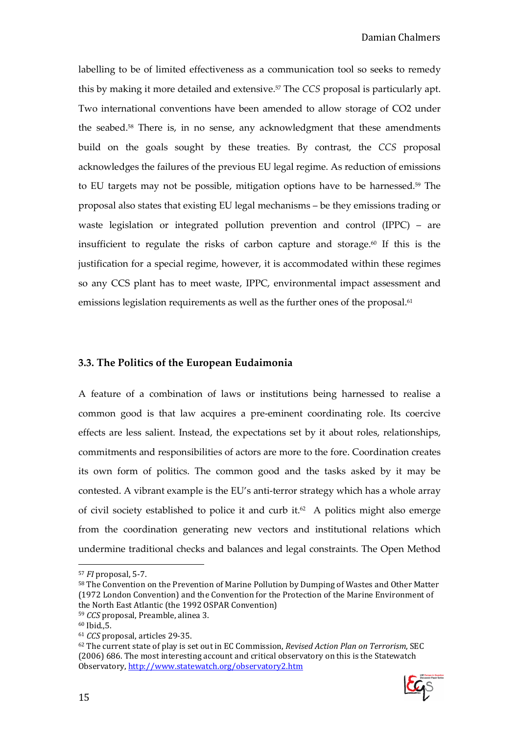labelling to be of limited effectiveness as a communication tool so seeks to remedy this by making it more detailed and extensive.[57] The *CCS* proposal is particularly apt. Two international conventions have been amended to allow storage of CO2 under the seabed.[58] There is, in no sense, any acknowledgment that these amendments build on the goals sought by these treaties. By contrast, the *CCS* proposal acknowledges the failures of the previous EU legal regime. As reduction of emissions to EU targets may not be possible, mitigation options have to be harnessed.[59] The proposal also states that existing EU legal mechanisms – be they emissions trading or waste legislation or integrated pollution prevention and control (IPPC) – are insufficient to regulate the risks of carbon capture and storage.[60] If this is the justification for a special regime, however, it is accommodated within these regimes so any CCS plant has to meet waste, IPPC, environmental impact assessment and emissions legislation requirements as well as the further ones of the proposal.[61]

### 3.3. The Politics of the European Eudaimonia

A feature of a combination of laws or institutions being harnessed to realise a common good is that law acquires a pre-eminent coordinating role. Its coercive effects are less salient. Instead, the expectations set by it about roles, relationships, commitments and responsibilities of actors are more to the fore. Coordination creates its own form of politics. The common good and the tasks asked by it may be contested. A vibrant example is the EU's anti-terror strategy which has a whole array of civil society established to police it and curb it.[62] A politics might also emerge from the coordination generating new vectors and institutional relations which undermine traditional checks and balances and legal constraints. The Open Method

---

[57] *FI* proposal, 5-7.

[58] The Convention on the Prevention of Marine Pollution by Dumping of Wastes and Other Matter (1972 London Convention) and the Convention for the Protection of the Marine Environment of the North East Atlantic (the 1992 OSPAR Convention)

[59] *CCS* proposal, Preamble, alinea 3.

[60] Ibid.,5.

[61] *CCS* proposal, articles 29-35.

[62] The current state of play is set out in EC Commission, *Revised Action Plan on Terrorism*, SEC (2006) 686. The most interesting account and critical observatory on this is the Statewatch Observatory, http://www.statewatch.org/observatory2.htm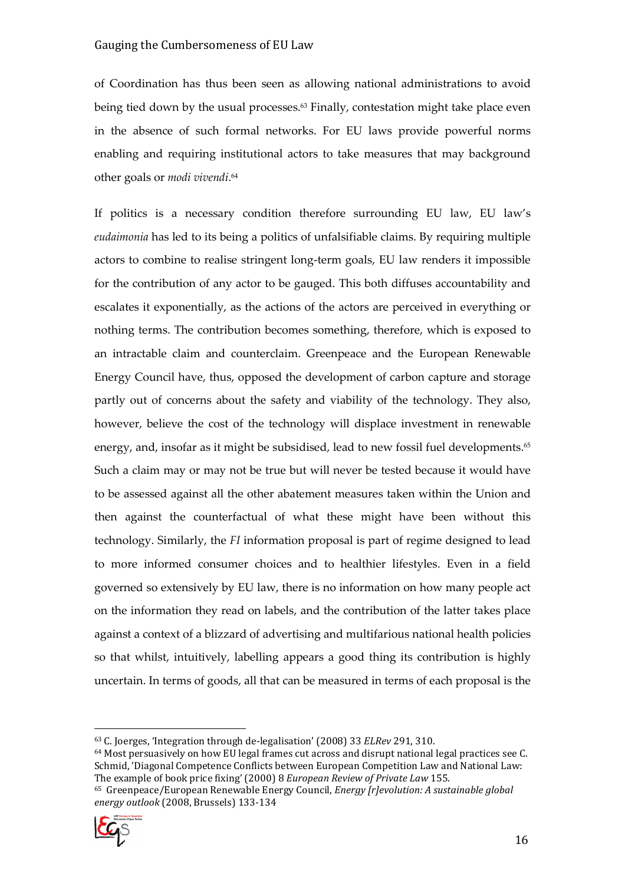of Coordination has thus been seen as allowing national administrations to avoid being tied down by the usual processes.[63] Finally, contestation might take place even in the absence of such formal networks. For EU laws provide powerful norms enabling and requiring institutional actors to take measures that may background other goals or *modi vivendi*.[64]

If politics is a necessary condition therefore surrounding EU law, EU law's *eudaimonia* has led to its being a politics of unfalsifiable claims. By requiring multiple actors to combine to realise stringent long-term goals, EU law renders it impossible for the contribution of any actor to be gauged. This both diffuses accountability and escalates it exponentially, as the actions of the actors are perceived in everything or nothing terms. The contribution becomes something, therefore, which is exposed to an intractable claim and counterclaim. Greenpeace and the European Renewable Energy Council have, thus, opposed the development of carbon capture and storage partly out of concerns about the safety and viability of the technology. They also, however, believe the cost of the technology will displace investment in renewable energy, and, insofar as it might be subsidised, lead to new fossil fuel developments.[65] Such a claim may or may not be true but will never be tested because it would have to be assessed against all the other abatement measures taken within the Union and then against the counterfactual of what these might have been without this technology. Similarly, the *FI* information proposal is part of regime designed to lead to more informed consumer choices and to healthier lifestyles. Even in a field governed so extensively by EU law, there is no information on how many people act on the information they read on labels, and the contribution of the latter takes place against a context of a blizzard of advertising and multifarious national health policies so that whilst, intuitively, labelling appears a good thing its contribution is highly uncertain. In terms of goods, all that can be measured in terms of each proposal is the

---

[63] C. Joerges, 'Integration through de-legalisation' (2008) 33 *ELRev* 291, 310.

[64] Most persuasively on how EU legal frames cut across and disrupt national legal practices see C. Schmid, 'Diagonal Competence Conflicts between European Competition Law and National Law: The example of book price fixing' (2000) 8 *European Review of Private Law* 155.

[65] Greenpeace/European Renewable Energy Council, *Energy [r]evolution: A sustainable global energy outlook* (2008, Brussels) 133-134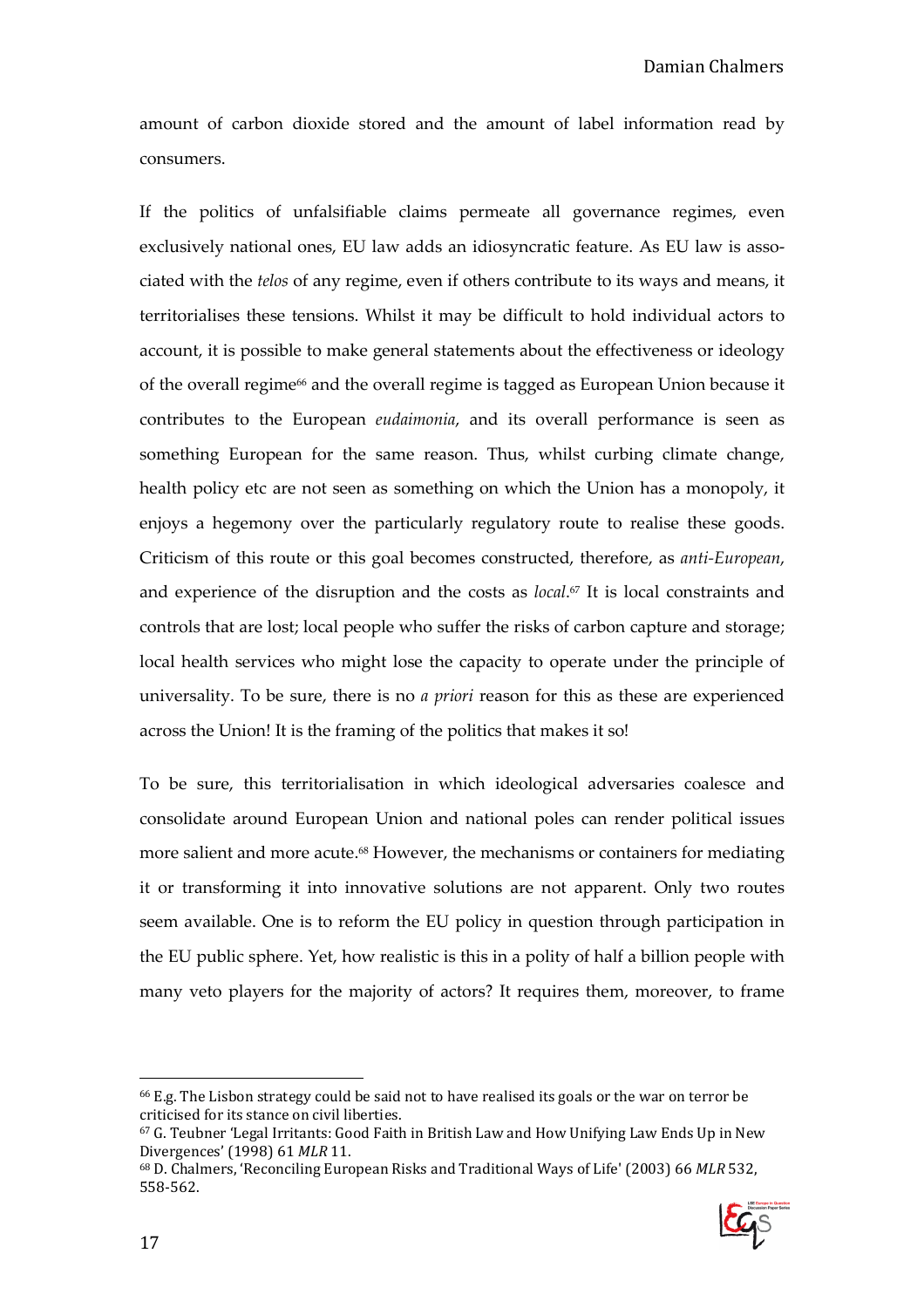amount of carbon dioxide stored and the amount of label information read by consumers.

If the politics of unfalsifiable claims permeate all governance regimes, even exclusively national ones, EU law adds an idiosyncratic feature. As EU law is associated with the *telos* of any regime, even if others contribute to its ways and means, it territorialises these tensions. Whilst it may be difficult to hold individual actors to account, it is possible to make general statements about the effectiveness or ideology of the overall regime[66] and the overall regime is tagged as European Union because it contributes to the European *eudaimonia*, and its overall performance is seen as something European for the same reason. Thus, whilst curbing climate change, health policy etc are not seen as something on which the Union has a monopoly, it enjoys a hegemony over the particularly regulatory route to realise these goods. Criticism of this route or this goal becomes constructed, therefore, as *anti-European*, and experience of the disruption and the costs as *local*.[67] It is local constraints and controls that are lost; local people who suffer the risks of carbon capture and storage; local health services who might lose the capacity to operate under the principle of universality. To be sure, there is no *a priori* reason for this as these are experienced across the Union! It is the framing of the politics that makes it so!

To be sure, this territorialisation in which ideological adversaries coalesce and consolidate around European Union and national poles can render political issues more salient and more acute.[68] However, the mechanisms or containers for mediating it or transforming it into innovative solutions are not apparent. Only two routes seem available. One is to reform the EU policy in question through participation in the EU public sphere. Yet, how realistic is this in a polity of half a billion people with many veto players for the majority of actors? It requires them, moreover, to frame

---

[66] E.g. The Lisbon strategy could be said not to have realised its goals or the war on terror be criticised for its stance on civil liberties.

[67] G. Teubner 'Legal Irritants: Good Faith in British Law and How Unifying Law Ends Up in New Divergences' (1998) 61 *MLR* 11.

[68] D. Chalmers, 'Reconciling European Risks and Traditional Ways of Life' (2003) 66 *MLR* 532, 558-562.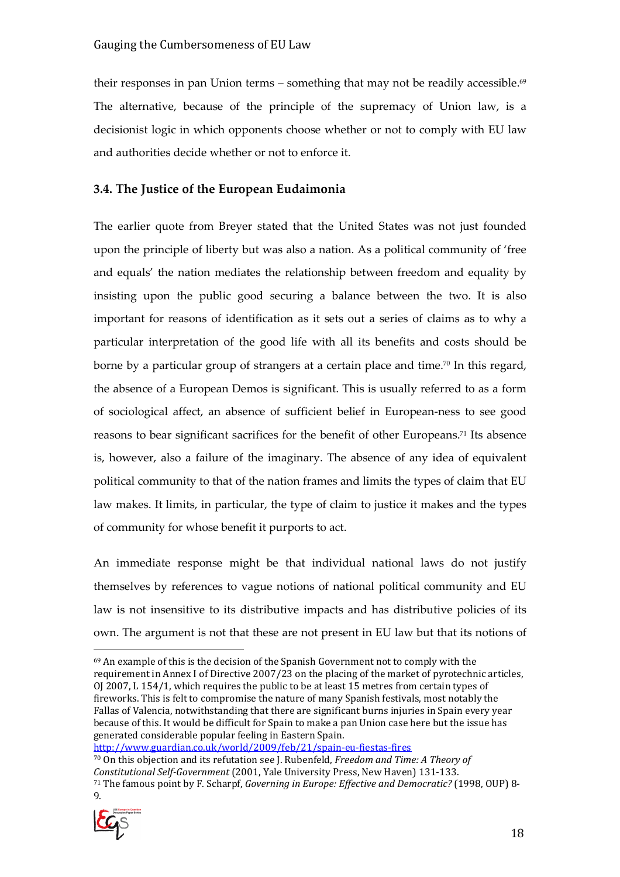their responses in pan Union terms – something that may not be readily accessible.[69] The alternative, because of the principle of the supremacy of Union law, is a decisionist logic in which opponents choose whether or not to comply with EU law and authorities decide whether or not to enforce it.

### 3.4. The Justice of the European Eudaimonia

The earlier quote from Breyer stated that the United States was not just founded upon the principle of liberty but was also a nation. As a political community of 'free and equals' the nation mediates the relationship between freedom and equality by insisting upon the public good securing a balance between the two. It is also important for reasons of identification as it sets out a series of claims as to why a particular interpretation of the good life with all its benefits and costs should be borne by a particular group of strangers at a certain place and time.[70] In this regard, the absence of a European Demos is significant. This is usually referred to as a form of sociological affect, an absence of sufficient belief in European-ness to see good reasons to bear significant sacrifices for the benefit of other Europeans.[71] Its absence is, however, also a failure of the imaginary. The absence of any idea of equivalent political community to that of the nation frames and limits the types of claim that EU law makes. It limits, in particular, the type of claim to justice it makes and the types of community for whose benefit it purports to act.

An immediate response might be that individual national laws do not justify themselves by references to vague notions of national political community and EU law is not insensitive to its distributive impacts and has distributive policies of its own. The argument is not that these are not present in EU law but that its notions of

---

[69] An example of this is the decision of the Spanish Government not to comply with the requirement in Annex I of Directive 2007/23 on the placing of the market of pyrotechnic articles, OJ 2007, L 154/1, which requires the public to be at least 15 metres from certain types of fireworks. This is felt to compromise the nature of many Spanish festivals, most notably the Fallas of Valencia, notwithstanding that there are significant burns injuries in Spain every year because of this. It would be difficult for Spain to make a pan Union case here but the issue has generated considerable popular feeling in Eastern Spain. http://www.guardian.co.uk/world/2009/feb/21/spain-eu-fiestas-fires

[70] On this objection and its refutation see J. Rubenfeld, *Freedom and Time: A Theory of Constitutional Self-Government* (2001, Yale University Press, New Haven) 131-133.

[71] The famous point by F. Scharpf, *Governing in Europe: Effective and Democratic?* (1998, OUP) 8-9.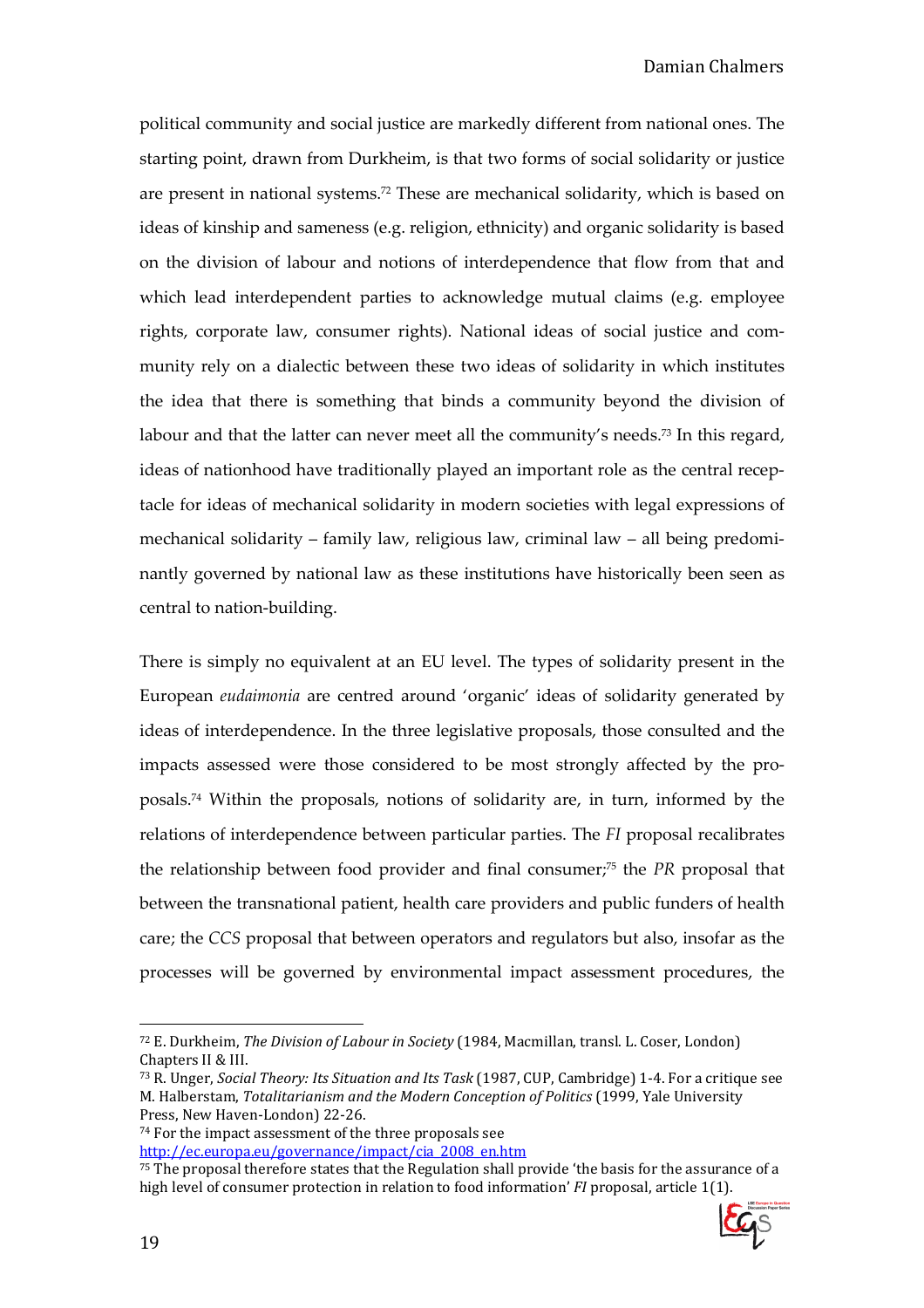political community and social justice are markedly different from national ones. The starting point, drawn from Durkheim, is that two forms of social solidarity or justice are present in national systems.[72] These are mechanical solidarity, which is based on ideas of kinship and sameness (e.g. religion, ethnicity) and organic solidarity is based on the division of labour and notions of interdependence that flow from that and which lead interdependent parties to acknowledge mutual claims (e.g. employee rights, corporate law, consumer rights). National ideas of social justice and community rely on a dialectic between these two ideas of solidarity in which institutes the idea that there is something that binds a community beyond the division of labour and that the latter can never meet all the community's needs.[73] In this regard, ideas of nationhood have traditionally played an important role as the central receptacle for ideas of mechanical solidarity in modern societies with legal expressions of mechanical solidarity – family law, religious law, criminal law – all being predominantly governed by national law as these institutions have historically been seen as central to nation-building.

There is simply no equivalent at an EU level. The types of solidarity present in the European *eudaimonia* are centred around 'organic' ideas of solidarity generated by ideas of interdependence. In the three legislative proposals, those consulted and the impacts assessed were those considered to be most strongly affected by the proposals.[74] Within the proposals, notions of solidarity are, in turn, informed by the relations of interdependence between particular parties. The *FI* proposal recalibrates the relationship between food provider and final consumer;[75] the *PR* proposal that between the transnational patient, health care providers and public funders of health care; the *CCS* proposal that between operators and regulators but also, insofar as the processes will be governed by environmental impact assessment procedures, the

---

[72] E. Durkheim, *The Division of Labour in Society* (1984, Macmillan, transl. L. Coser, London) Chapters II & III.

[73] R. Unger, *Social Theory: Its Situation and Its Task* (1987, CUP, Cambridge) 1-4. For a critique see M. Halberstam, *Totalitarianism and the Modern Conception of Politics* (1999, Yale University Press, New Haven-London) 22-26.

[74] For the impact assessment of the three proposals see http://ec.europa.eu/governance/impact/cia_2008_en.htm

[75] The proposal therefore states that the Regulation shall provide 'the basis for the assurance of a high level of consumer protection in relation to food information' *FI* proposal, article 1(1).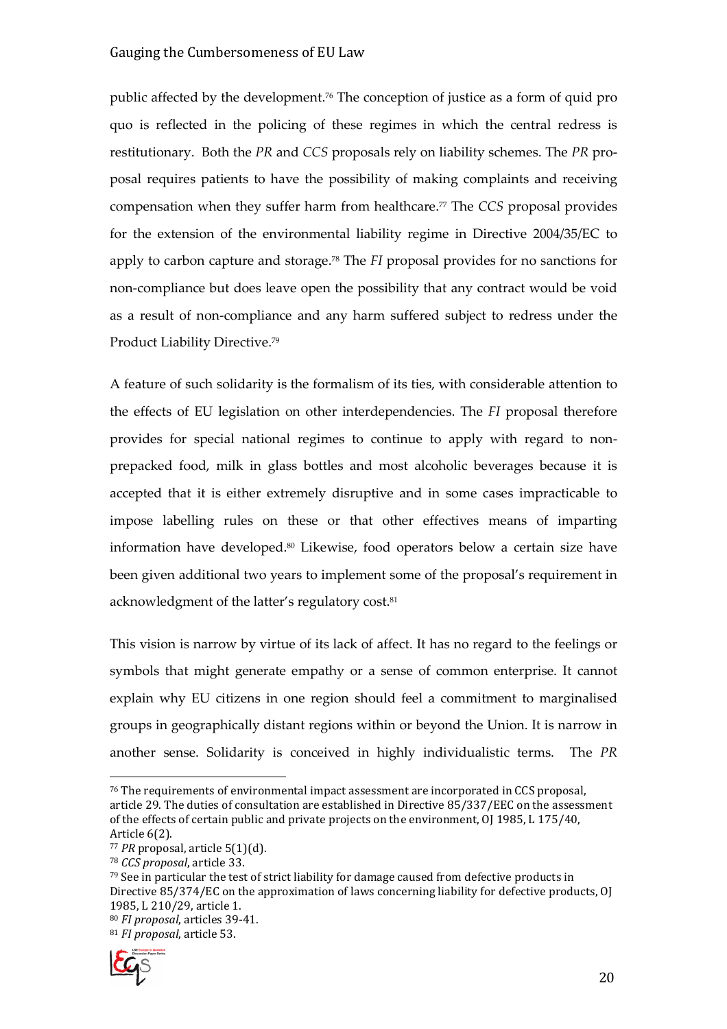public affected by the development.[76] The conception of justice as a form of quid pro quo is reflected in the policing of these regimes in which the central redress is restitutionary. Both the *PR* and *CCS* proposals rely on liability schemes. The *PR* proposal requires patients to have the possibility of making complaints and receiving compensation when they suffer harm from healthcare.[77] The *CCS* proposal provides for the extension of the environmental liability regime in Directive 2004/35/EC to apply to carbon capture and storage.[78] The *FI* proposal provides for no sanctions for non-compliance but does leave open the possibility that any contract would be void as a result of non-compliance and any harm suffered subject to redress under the Product Liability Directive.[79]

A feature of such solidarity is the formalism of its ties, with considerable attention to the effects of EU legislation on other interdependencies. The *FI* proposal therefore provides for special national regimes to continue to apply with regard to non-prepacked food, milk in glass bottles and most alcoholic beverages because it is accepted that it is either extremely disruptive and in some cases impracticable to impose labelling rules on these or that other effectives means of imparting information have developed.[80] Likewise, food operators below a certain size have been given additional two years to implement some of the proposal's requirement in acknowledgment of the latter's regulatory cost.[81]

This vision is narrow by virtue of its lack of affect. It has no regard to the feelings or symbols that might generate empathy or a sense of common enterprise. It cannot explain why EU citizens in one region should feel a commitment to marginalised groups in geographically distant regions within or beyond the Union. It is narrow in another sense. Solidarity is conceived in highly individualistic terms. The *PR*

---

[76] The requirements of environmental impact assessment are incorporated in CCS proposal, article 29. The duties of consultation are established in Directive 85/337/EEC on the assessment of the effects of certain public and private projects on the environment, OJ 1985, L 175/40, Article 6(2).

[77] *PR* proposal, article 5(1)(d).

[78] *CCS proposal*, article 33.

[79] See in particular the test of strict liability for damage caused from defective products in Directive 85/374/EC on the approximation of laws concerning liability for defective products, OJ 1985, L 210/29, article 1.

[80] *FI proposal*, articles 39-41.

[81] *FI proposal*, article 53.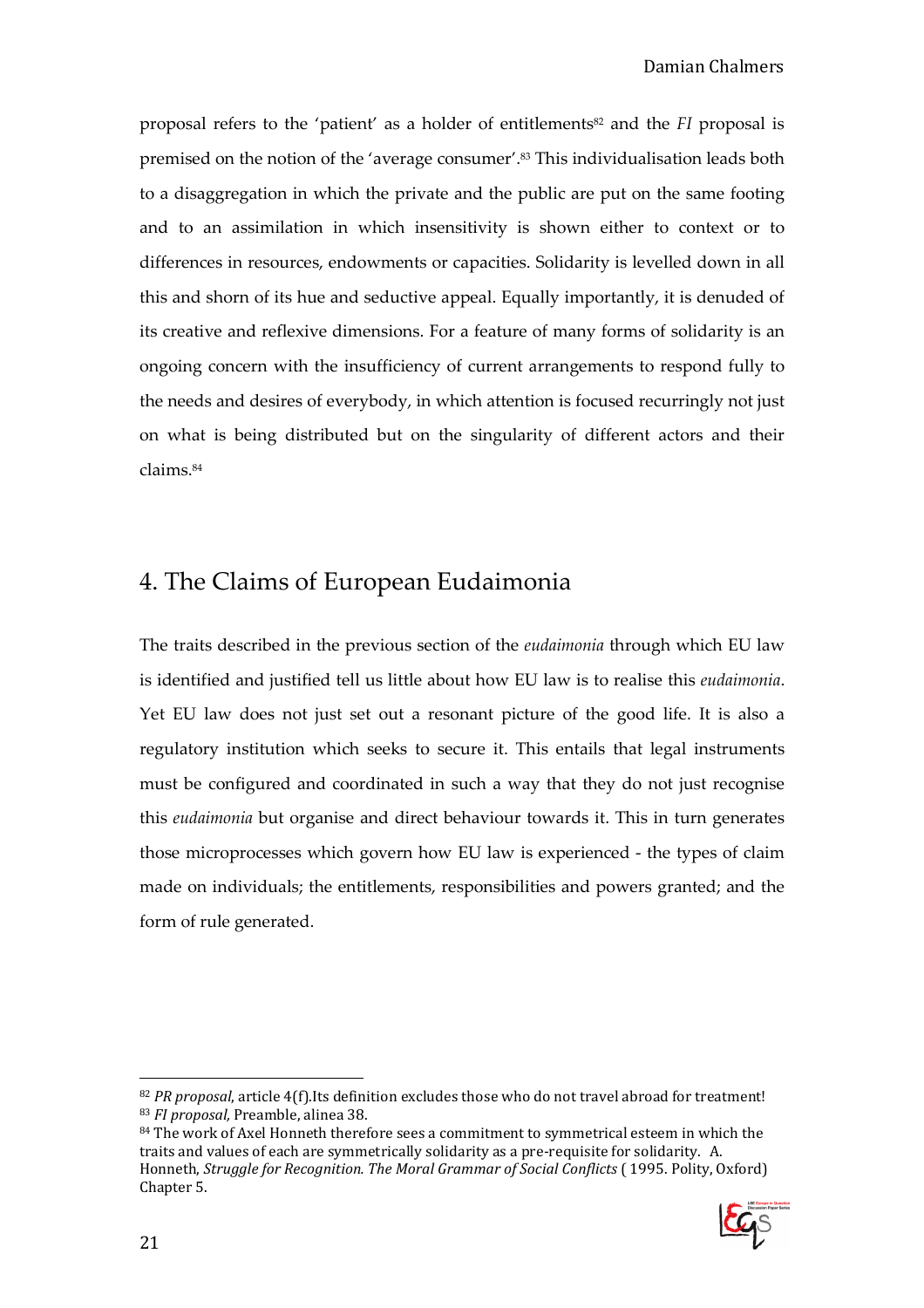proposal refers to the 'patient' as a holder of entitlements[82] and the *FI* proposal is premised on the notion of the 'average consumer'.[83] This individualisation leads both to a disaggregation in which the private and the public are put on the same footing and to an assimilation in which insensitivity is shown either to context or to differences in resources, endowments or capacities. Solidarity is levelled down in all this and shorn of its hue and seductive appeal. Equally importantly, it is denuded of its creative and reflexive dimensions. For a feature of many forms of solidarity is an ongoing concern with the insufficiency of current arrangements to respond fully to the needs and desires of everybody, in which attention is focused recurringly not just on what is being distributed but on the singularity of different actors and their claims.[84]

## 4. The Claims of European Eudaimonia

The traits described in the previous section of the *eudaimonia* through which EU law is identified and justified tell us little about how EU law is to realise this *eudaimonia*. Yet EU law does not just set out a resonant picture of the good life. It is also a regulatory institution which seeks to secure it. This entails that legal instruments must be configured and coordinated in such a way that they do not just recognise this *eudaimonia* but organise and direct behaviour towards it. This in turn generates those microprocesses which govern how EU law is experienced - the types of claim made on individuals; the entitlements, responsibilities and powers granted; and the form of rule generated.

---

[82] *PR proposal*, article 4(f).Its definition excludes those who do not travel abroad for treatment!

[83] *FI proposal*, Preamble, alinea 38.

[84] The work of Axel Honneth therefore sees a commitment to symmetrical esteem in which the traits and values of each are symmetrically solidarity as a pre-requisite for solidarity. A. Honneth, *Struggle for Recognition. The Moral Grammar of Social Conflicts* ( 1995. Polity, Oxford) Chapter 5.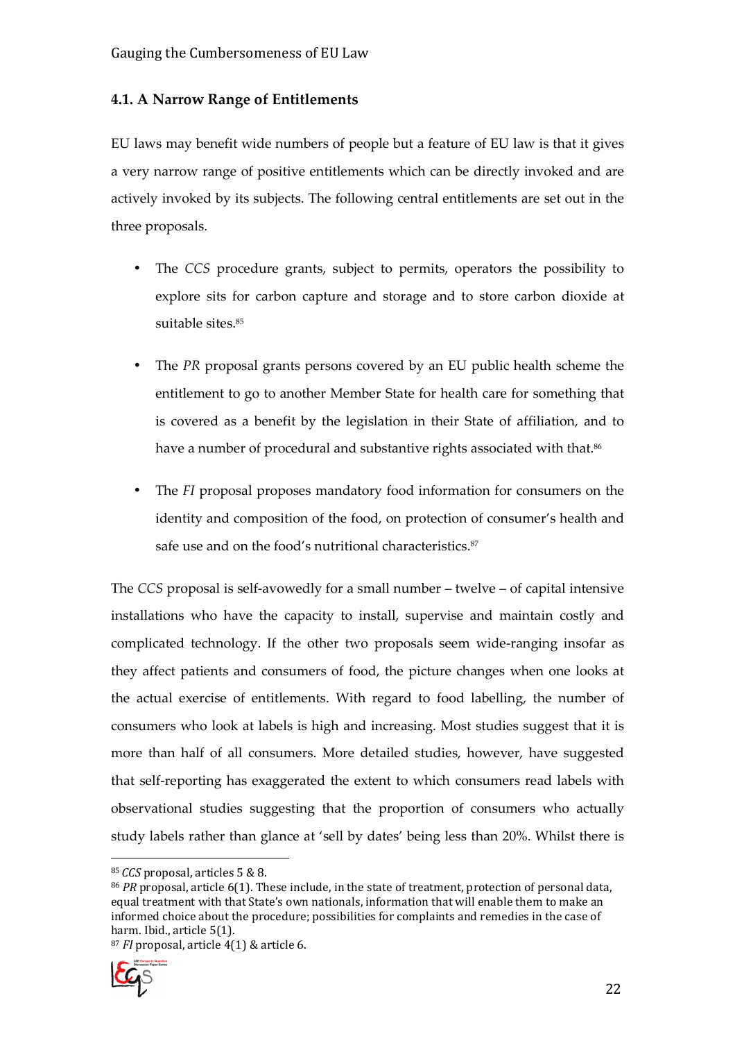## 4.1. A Narrow Range of Entitlements

EU laws may benefit wide numbers of people but a feature of EU law is that it gives a very narrow range of positive entitlements which can be directly invoked and are actively invoked by its subjects. The following central entitlements are set out in the three proposals.

- The *CCS* procedure grants, subject to permits, operators the possibility to explore sits for carbon capture and storage and to store carbon dioxide at suitable sites.[85]
- The *PR* proposal grants persons covered by an EU public health scheme the entitlement to go to another Member State for health care for something that is covered as a benefit by the legislation in their State of affiliation, and to have a number of procedural and substantive rights associated with that.[86]
- The *FI* proposal proposes mandatory food information for consumers on the identity and composition of the food, on protection of consumer's health and safe use and on the food's nutritional characteristics.[87]

The *CCS* proposal is self-avowedly for a small number – twelve – of capital intensive installations who have the capacity to install, supervise and maintain costly and complicated technology. If the other two proposals seem wide-ranging insofar as they affect patients and consumers of food, the picture changes when one looks at the actual exercise of entitlements. With regard to food labelling, the number of consumers who look at labels is high and increasing. Most studies suggest that it is more than half of all consumers. More detailed studies, however, have suggested that self-reporting has exaggerated the extent to which consumers read labels with observational studies suggesting that the proportion of consumers who actually study labels rather than glance at 'sell by dates' being less than 20%. Whilst there is

[85] *CCS* proposal, articles 5 & 8.

[86] *PR* proposal, article 6(1). These include, in the state of treatment, protection of personal data, equal treatment with that State's own nationals, information that will enable them to make an informed choice about the procedure; possibilities for complaints and remedies in the case of harm. Ibid., article 5(1).

[87] *FI* proposal, article 4(1) & article 6.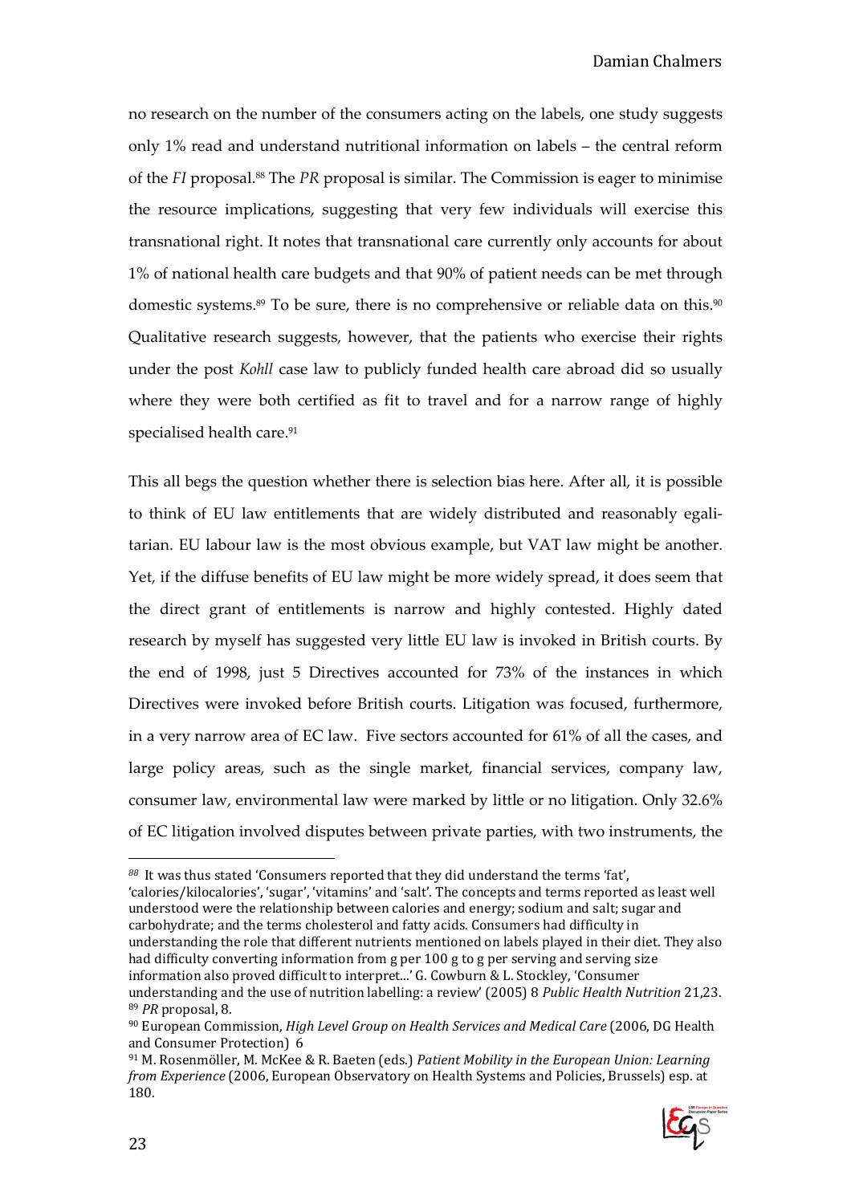no research on the number of the consumers acting on the labels, one study suggests only 1% read and understand nutritional information on labels – the central reform of the *FI* proposal.[88] The *PR* proposal is similar. The Commission is eager to minimise the resource implications, suggesting that very few individuals will exercise this transnational right. It notes that transnational care currently only accounts for about 1% of national health care budgets and that 90% of patient needs can be met through domestic systems.[89] To be sure, there is no comprehensive or reliable data on this.[90] Qualitative research suggests, however, that the patients who exercise their rights under the post *Kohll* case law to publicly funded health care abroad did so usually where they were both certified as fit to travel and for a narrow range of highly specialised health care.[91]

This all begs the question whether there is selection bias here. After all, it is possible to think of EU law entitlements that are widely distributed and reasonably egalitarian. EU labour law is the most obvious example, but VAT law might be another. Yet, if the diffuse benefits of EU law might be more widely spread, it does seem that the direct grant of entitlements is narrow and highly contested. Highly dated research by myself has suggested very little EU law is invoked in British courts. By the end of 1998, just 5 Directives accounted for 73% of the instances in which Directives were invoked before British courts. Litigation was focused, furthermore, in a very narrow area of EC law. Five sectors accounted for 61% of all the cases, and large policy areas, such as the single market, financial services, company law, consumer law, environmental law were marked by little or no litigation. Only 32.6% of EC litigation involved disputes between private parties, with two instruments, the

---

[88] It was thus stated 'Consumers reported that they did understand the terms 'fat', 'calories/kilocalories', 'sugar', 'vitamins' and 'salt'. The concepts and terms reported as least well understood were the relationship between calories and energy; sodium and salt; sugar and carbohydrate; and the terms cholesterol and fatty acids. Consumers had difficulty in understanding the role that different nutrients mentioned on labels played in their diet. They also had difficulty converting information from g per 100 g to g per serving and serving size information also proved difficult to interpret...' G. Cowburn & L. Stockley, 'Consumer understanding and the use of nutrition labelling: a review' (2005) 8 *Public Health Nutrition* 21,23.

[89] *PR* proposal, 8.

[90] European Commission, *High Level Group on Health Services and Medical Care* (2006, DG Health and Consumer Protection) 6

[91] M. Rosenmöller, M. McKee & R. Baeten (eds.) *Patient Mobility in the European Union: Learning from Experience* (2006, European Observatory on Health Systems and Policies, Brussels) esp. at 180.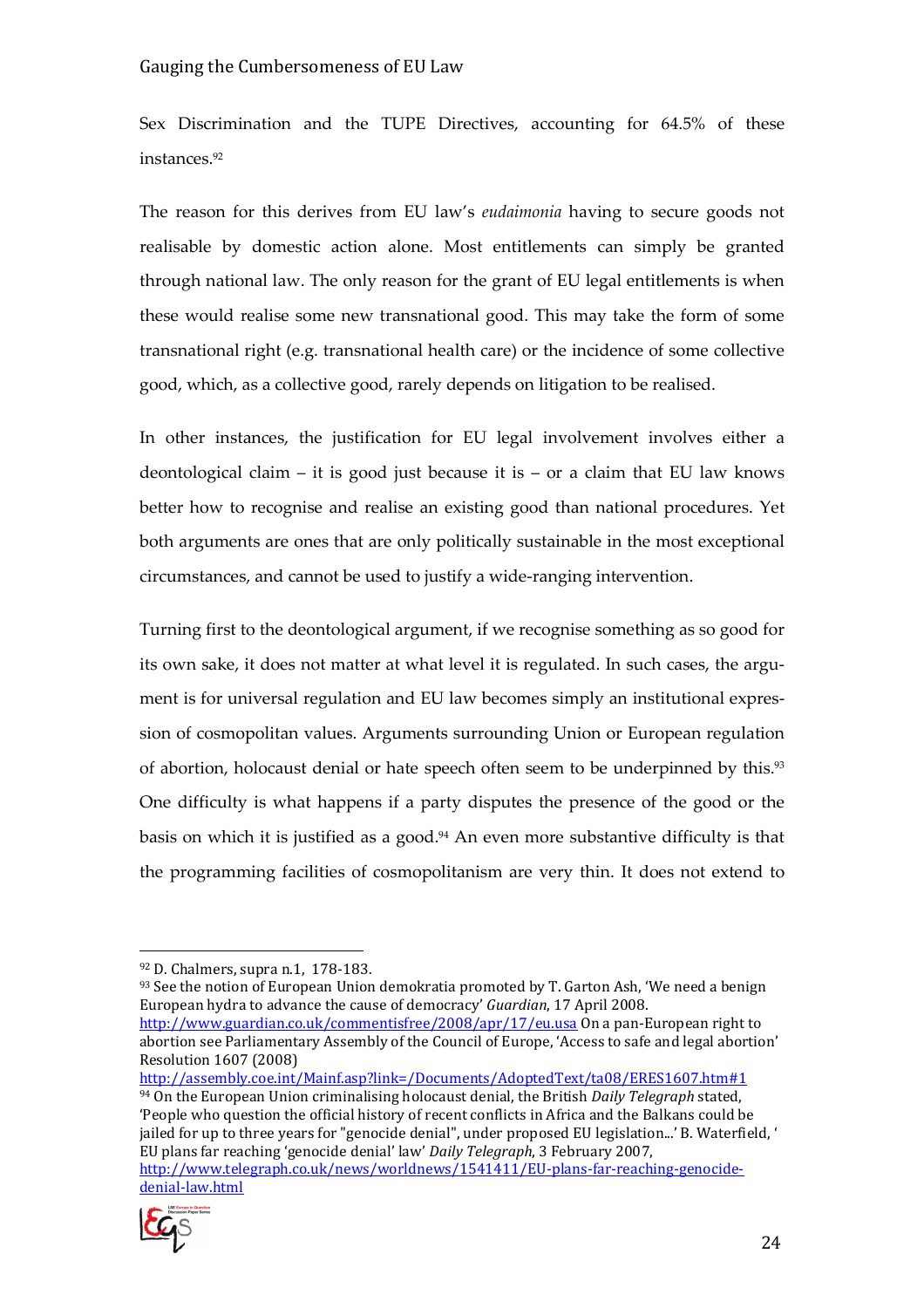Sex Discrimination and the TUPE Directives, accounting for 64.5% of these instances.[92]

The reason for this derives from EU law's *eudaimonia* having to secure goods not realisable by domestic action alone. Most entitlements can simply be granted through national law. The only reason for the grant of EU legal entitlements is when these would realise some new transnational good. This may take the form of some transnational right (e.g. transnational health care) or the incidence of some collective good, which, as a collective good, rarely depends on litigation to be realised.

In other instances, the justification for EU legal involvement involves either a deontological claim – it is good just because it is – or a claim that EU law knows better how to recognise and realise an existing good than national procedures. Yet both arguments are ones that are only politically sustainable in the most exceptional circumstances, and cannot be used to justify a wide-ranging intervention.

Turning first to the deontological argument, if we recognise something as so good for its own sake, it does not matter at what level it is regulated. In such cases, the argument is for universal regulation and EU law becomes simply an institutional expression of cosmopolitan values. Arguments surrounding Union or European regulation of abortion, holocaust denial or hate speech often seem to be underpinned by this.[93] One difficulty is what happens if a party disputes the presence of the good or the basis on which it is justified as a good.[94] An even more substantive difficulty is that the programming facilities of cosmopolitanism are very thin. It does not extend to

---

[92] D. Chalmers, supra n.1, 178-183.

[93] See the notion of European Union demokratia promoted by T. Garton Ash, 'We need a benign European hydra to advance the cause of democracy' *Guardian*, 17 April 2008. http://www.guardian.co.uk/commentisfree/2008/apr/17/eu.usa On a pan-European right to abortion see Parliamentary Assembly of the Council of Europe, 'Access to safe and legal abortion' Resolution 1607 (2008) http://assembly.coe.int/Mainf.asp?link=/Documents/AdoptedText/ta08/ERES1607.htm#1

[94] On the European Union criminalising holocaust denial, the British *Daily Telegraph* stated, 'People who question the official history of recent conflicts in Africa and the Balkans could be jailed for up to three years for "genocide denial", under proposed EU legislation...' B. Waterfield, 'EU plans far reaching 'genocide denial' law' *Daily Telegraph*, 3 February 2007, http://www.telegraph.co.uk/news/worldnews/1541411/EU-plans-far-reaching-genocide-denial-law.html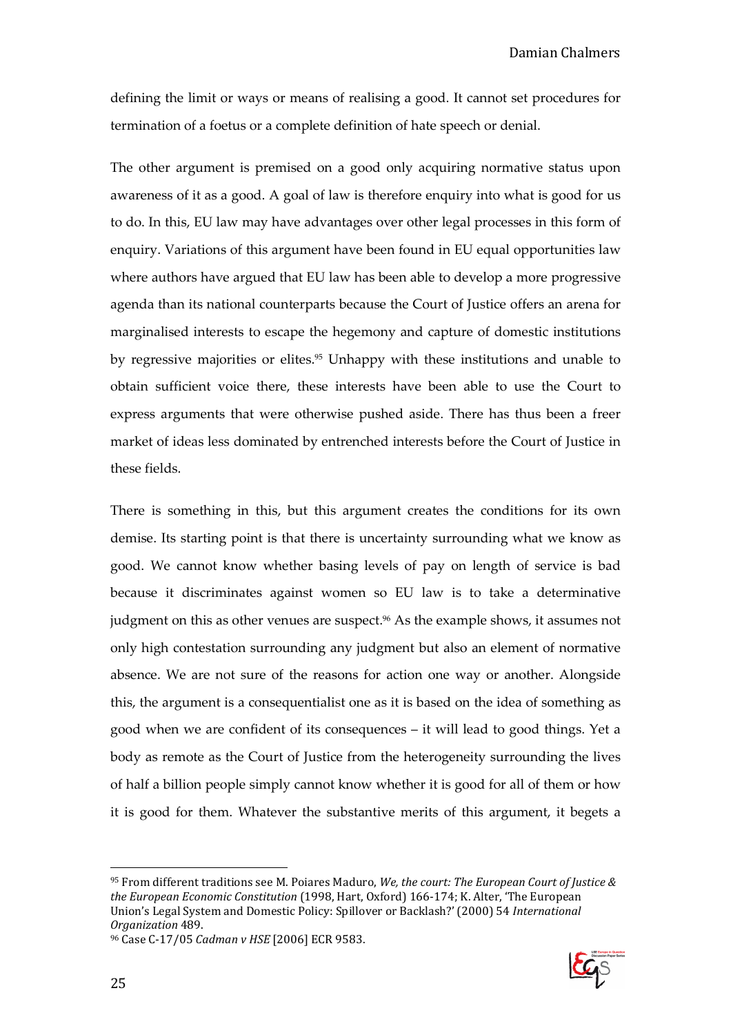defining the limit or ways or means of realising a good. It cannot set procedures for termination of a foetus or a complete definition of hate speech or denial.

The other argument is premised on a good only acquiring normative status upon awareness of it as a good. A goal of law is therefore enquiry into what is good for us to do. In this, EU law may have advantages over other legal processes in this form of enquiry. Variations of this argument have been found in EU equal opportunities law where authors have argued that EU law has been able to develop a more progressive agenda than its national counterparts because the Court of Justice offers an arena for marginalised interests to escape the hegemony and capture of domestic institutions by regressive majorities or elites.[95] Unhappy with these institutions and unable to obtain sufficient voice there, these interests have been able to use the Court to express arguments that were otherwise pushed aside. There has thus been a freer market of ideas less dominated by entrenched interests before the Court of Justice in these fields.

There is something in this, but this argument creates the conditions for its own demise. Its starting point is that there is uncertainty surrounding what we know as good. We cannot know whether basing levels of pay on length of service is bad because it discriminates against women so EU law is to take a determinative judgment on this as other venues are suspect.[96] As the example shows, it assumes not only high contestation surrounding any judgment but also an element of normative absence. We are not sure of the reasons for action one way or another. Alongside this, the argument is a consequentialist one as it is based on the idea of something as good when we are confident of its consequences – it will lead to good things. Yet a body as remote as the Court of Justice from the heterogeneity surrounding the lives of half a billion people simply cannot know whether it is good for all of them or how it is good for them. Whatever the substantive merits of this argument, it begets a

---

[95] From different traditions see M. Poiares Maduro, *We, the court: The European Court of Justice & the European Economic Constitution* (1998, Hart, Oxford) 166-174; K. Alter, 'The European Union's Legal System and Domestic Policy: Spillover or Backlash?' (2000) 54 *International Organization* 489.

[96] Case C-17/05 *Cadman v HSE* [2006] ECR 9583.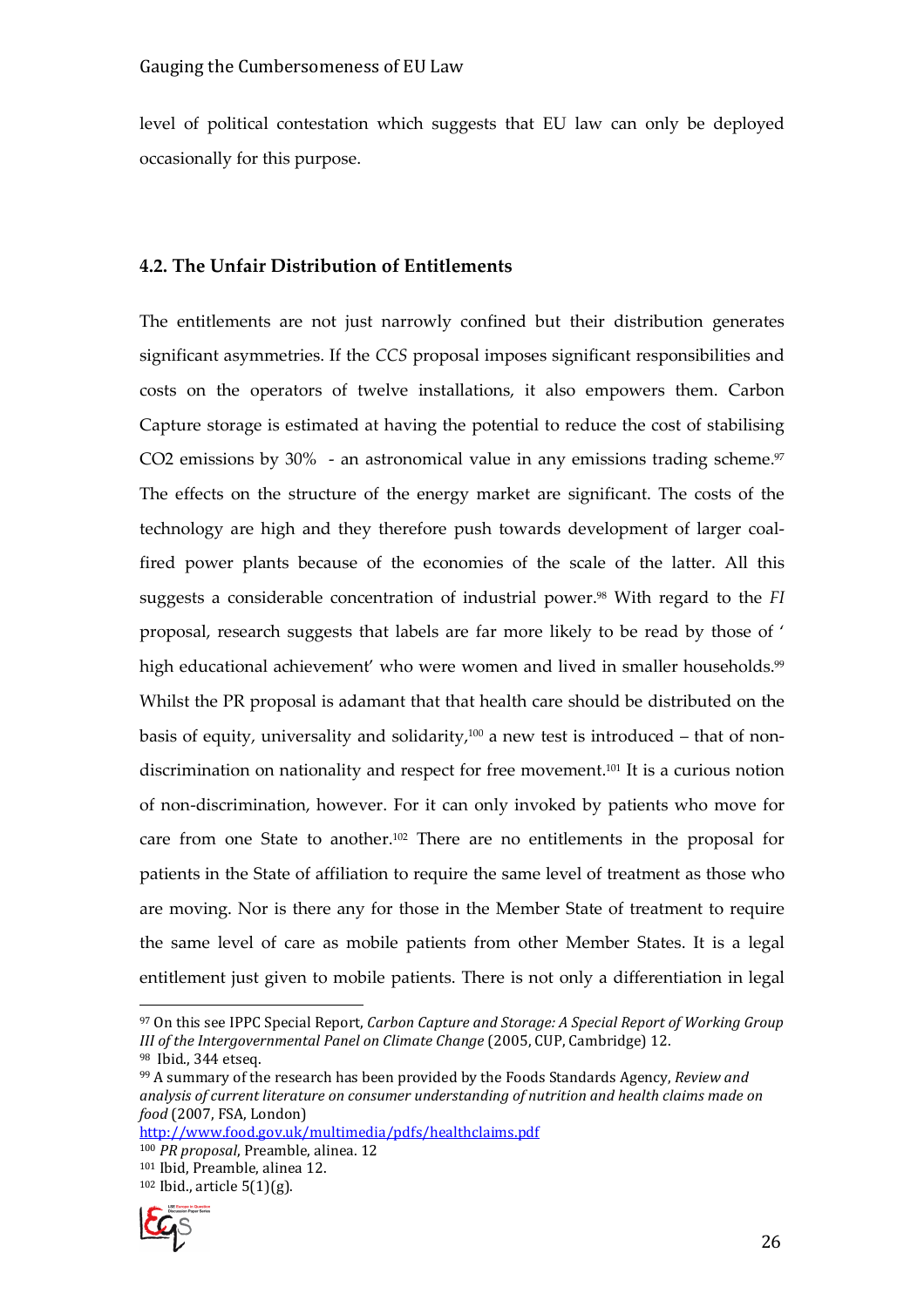level of political contestation which suggests that EU law can only be deployed occasionally for this purpose.

### 4.2. The Unfair Distribution of Entitlements

The entitlements are not just narrowly confined but their distribution generates significant asymmetries. If the *CCS* proposal imposes significant responsibilities and costs on the operators of twelve installations, it also empowers them. Carbon Capture storage is estimated at having the potential to reduce the cost of stabilising $CO_2$ emissions by 30% - an astronomical value in any emissions trading scheme.[97] The effects on the structure of the energy market are significant. The costs of the technology are high and they therefore push towards development of larger coal-fired power plants because of the economies of the scale of the latter. All this suggests a considerable concentration of industrial power.[98] With regard to the *FI* proposal, research suggests that labels are far more likely to be read by those of ' high educational achievement' who were women and lived in smaller households.[99] Whilst the PR proposal is adamant that that health care should be distributed on the basis of equity, universality and solidarity,[100] a new test is introduced – that of non-discrimination on nationality and respect for free movement.[101] It is a curious notion of non-discrimination, however. For it can only invoked by patients who move for care from one State to another.[102] There are no entitlements in the proposal for patients in the State of affiliation to require the same level of treatment as those who are moving. Nor is there any for those in the Member State of treatment to require the same level of care as mobile patients from other Member States. It is a legal entitlement just given to mobile patients. There is not only a differentiation in legal

---

[97] On this see IPPC Special Report, *Carbon Capture and Storage: A Special Report of Working Group III of the Intergovernmental Panel on Climate Change* (2005, CUP, Cambridge) 12.

[98] Ibid., 344 etseq.

[99] A summary of the research has been provided by the Foods Standards Agency, *Review and analysis of current literature on consumer understanding of nutrition and health claims made on food* (2007, FSA, London) http://www.food.gov.uk/multimedia/pdfs/healthclaims.pdf

[100] *PR proposal*, Preamble, alinea. 12

[101] Ibid, Preamble, alinea 12.

[102] Ibid., article 5(1)(g).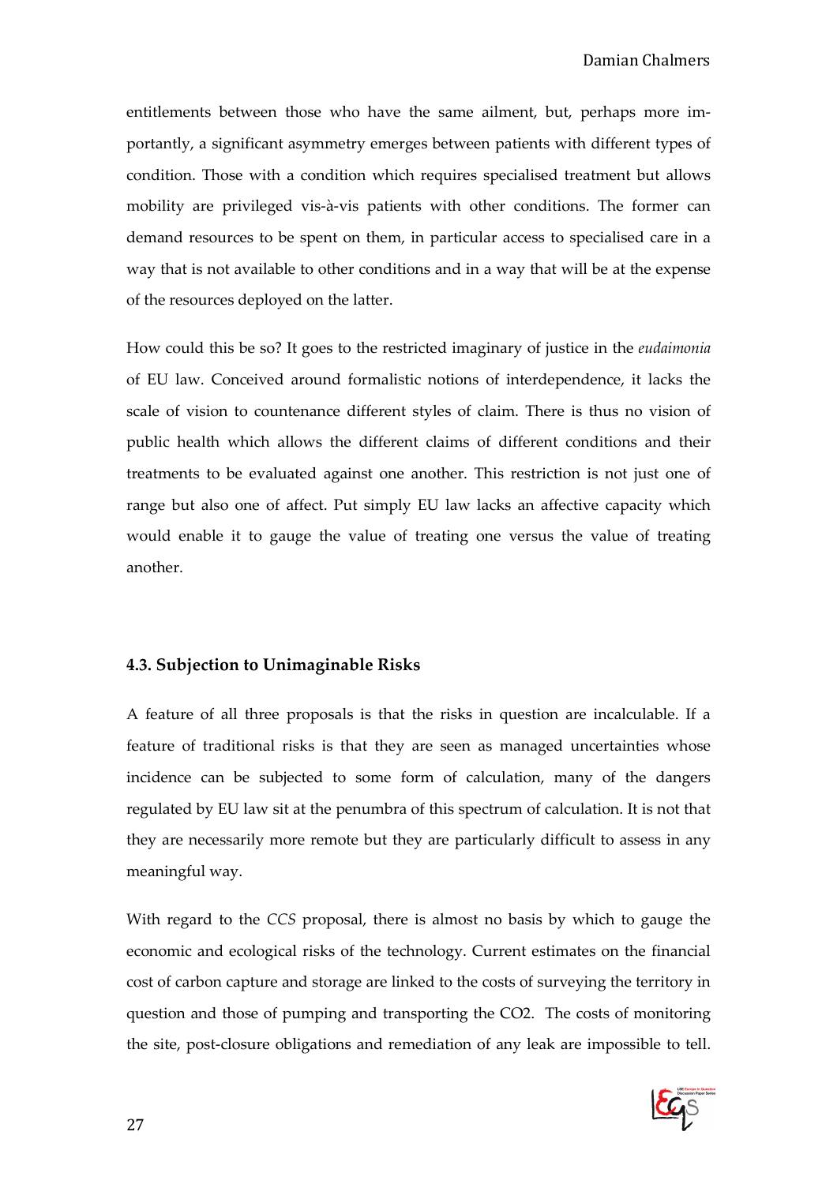entitlements between those who have the same ailment, but, perhaps more importantly, a significant asymmetry emerges between patients with different types of condition. Those with a condition which requires specialised treatment but allows mobility are privileged vis-à-vis patients with other conditions. The former can demand resources to be spent on them, in particular access to specialised care in a way that is not available to other conditions and in a way that will be at the expense of the resources deployed on the latter.

How could this be so? It goes to the restricted imaginary of justice in the *eudaimonia* of EU law. Conceived around formalistic notions of interdependence, it lacks the scale of vision to countenance different styles of claim. There is thus no vision of public health which allows the different claims of different conditions and their treatments to be evaluated against one another. This restriction is not just one of range but also one of affect. Put simply EU law lacks an affective capacity which would enable it to gauge the value of treating one versus the value of treating another.

### 4.3. Subjection to Unimaginable Risks

A feature of all three proposals is that the risks in question are incalculable. If a feature of traditional risks is that they are seen as managed uncertainties whose incidence can be subjected to some form of calculation, many of the dangers regulated by EU law sit at the penumbra of this spectrum of calculation. It is not that they are necessarily more remote but they are particularly difficult to assess in any meaningful way.

With regard to the *CCS* proposal, there is almost no basis by which to gauge the economic and ecological risks of the technology. Current estimates on the financial cost of carbon capture and storage are linked to the costs of surveying the territory in question and those of pumping and transporting the $CO_2$. The costs of monitoring the site, post-closure obligations and remediation of any leak are impossible to tell.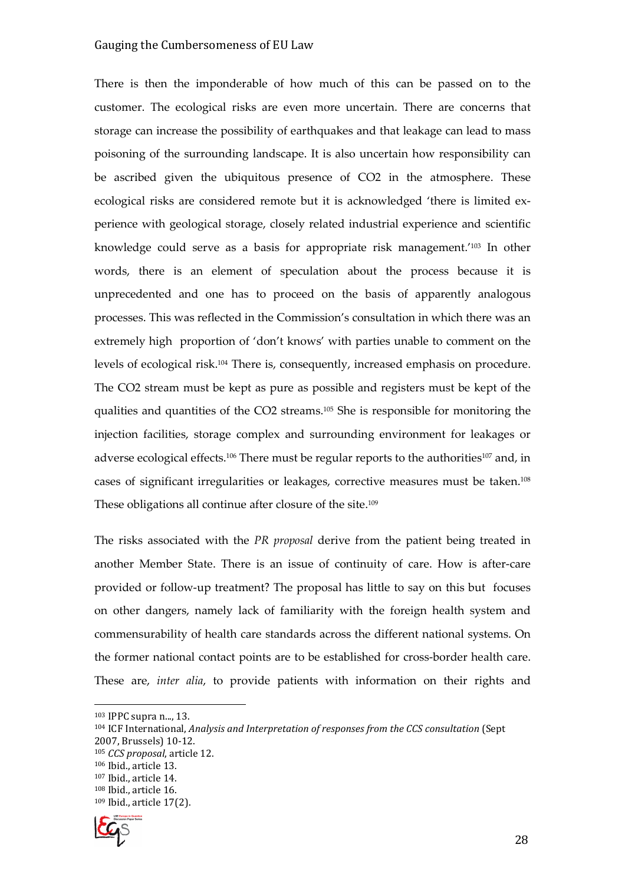There is then the imponderable of how much of this can be passed on to the customer. The ecological risks are even more uncertain. There are concerns that storage can increase the possibility of earthquakes and that leakage can lead to mass poisoning of the surrounding landscape. It is also uncertain how responsibility can be ascribed given the ubiquitous presence of $CO_2$ in the atmosphere. These ecological risks are considered remote but it is acknowledged 'there is limited experience with geological storage, closely related industrial experience and scientific knowledge could serve as a basis for appropriate risk management.'[103] In other words, there is an element of speculation about the process because it is unprecedented and one has to proceed on the basis of apparently analogous processes. This was reflected in the Commission's consultation in which there was an extremely high proportion of 'don't knows' with parties unable to comment on the levels of ecological risk.[104] There is, consequently, increased emphasis on procedure. The $CO_2$ stream must be kept as pure as possible and registers must be kept of the qualities and quantities of the $CO_2$ streams.[105] She is responsible for monitoring the injection facilities, storage complex and surrounding environment for leakages or adverse ecological effects.[106] There must be regular reports to the authorities[107] and, in cases of significant irregularities or leakages, corrective measures must be taken.[108] These obligations all continue after closure of the site.[109]

The risks associated with the *PR proposal* derive from the patient being treated in another Member State. There is an issue of continuity of care. How is after-care provided or follow-up treatment? The proposal has little to say on this but focuses on other dangers, namely lack of familiarity with the foreign health system and commensurability of health care standards across the different national systems. On the former national contact points are to be established for cross-border health care. These are, *inter alia*, to provide patients with information on their rights and

---

[103] IPPC supra n..., 13.

[104] ICF International, *Analysis and Interpretation of responses from the CCS consultation* (Sept 2007, Brussels) 10-12.

[105] *CCS proposal*, article 12.

[106] Ibid., article 13.

[107] Ibid., article 14.

[108] Ibid., article 16.

[109] Ibid., article 17(2).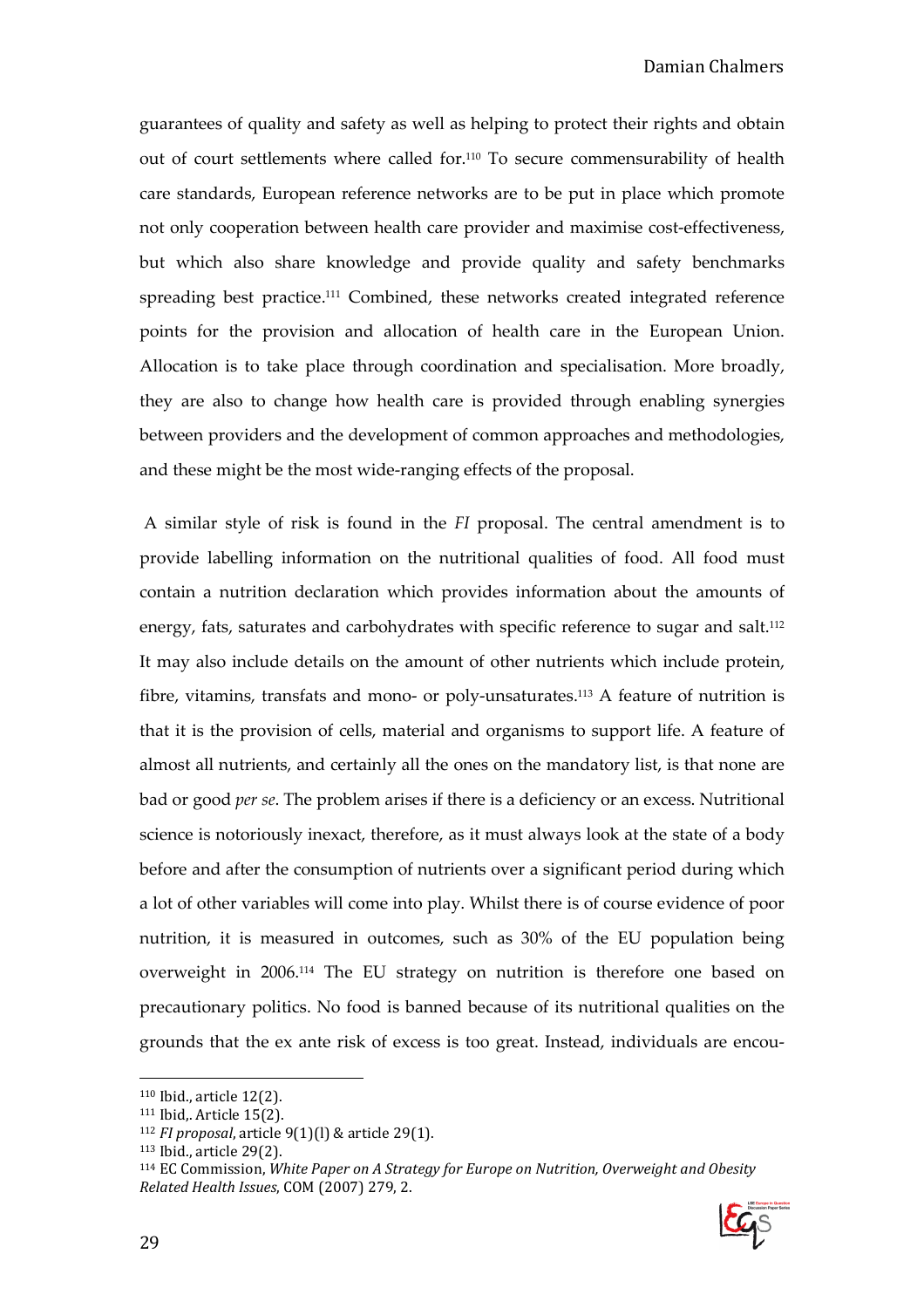guarantees of quality and safety as well as helping to protect their rights and obtain out of court settlements where called for.[110] To secure commensurability of health care standards, European reference networks are to be put in place which promote not only cooperation between health care provider and maximise cost-effectiveness, but which also share knowledge and provide quality and safety benchmarks spreading best practice.[111] Combined, these networks created integrated reference points for the provision and allocation of health care in the European Union. Allocation is to take place through coordination and specialisation. More broadly, they are also to change how health care is provided through enabling synergies between providers and the development of common approaches and methodologies, and these might be the most wide-ranging effects of the proposal.

A similar style of risk is found in the *FI* proposal. The central amendment is to provide labelling information on the nutritional qualities of food. All food must contain a nutrition declaration which provides information about the amounts of energy, fats, saturates and carbohydrates with specific reference to sugar and salt.[112] It may also include details on the amount of other nutrients which include protein, fibre, vitamins, transfats and mono- or poly-unsaturates.[113] A feature of nutrition is that it is the provision of cells, material and organisms to support life. A feature of almost all nutrients, and certainly all the ones on the mandatory list, is that none are bad or good *per se*. The problem arises if there is a deficiency or an excess. Nutritional science is notoriously inexact, therefore, as it must always look at the state of a body before and after the consumption of nutrients over a significant period during which a lot of other variables will come into play. Whilst there is of course evidence of poor nutrition, it is measured in outcomes, such as 30% of the EU population being overweight in 2006.[114] The EU strategy on nutrition is therefore one based on precautionary politics. No food is banned because of its nutritional qualities on the grounds that the ex ante risk of excess is too great. Instead, individuals are encou-

---

[110] Ibid., article 12(2).
[111] Ibid,. Article 15(2).
[112] *FI proposal*, article 9(1)(l) & article 29(1).
[113] Ibid., article 29(2).
[114] EC Commission, *White Paper on A Strategy for Europe on Nutrition, Overweight and Obesity Related Health Issues*, COM (2007) 279, 2.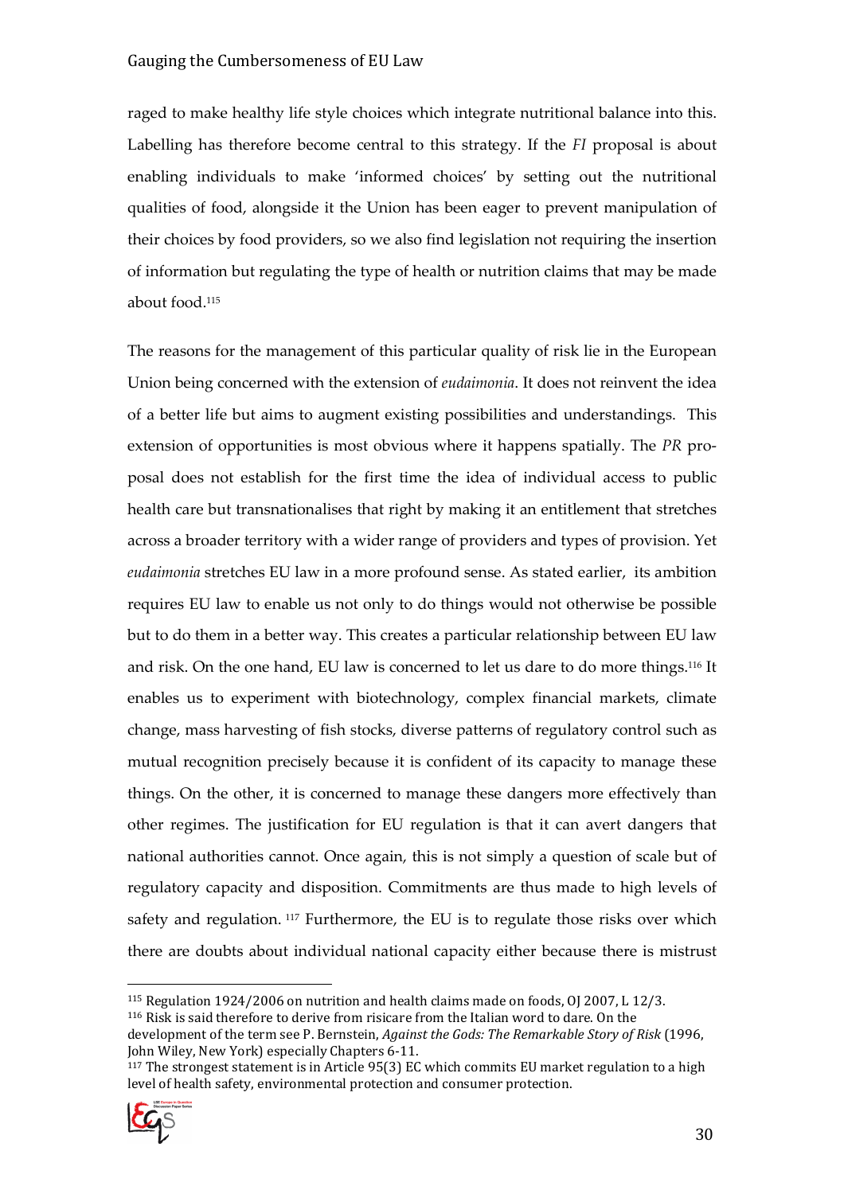raged to make healthy life style choices which integrate nutritional balance into this. Labelling has therefore become central to this strategy. If the *FI* proposal is about enabling individuals to make 'informed choices' by setting out the nutritional qualities of food, alongside it the Union has been eager to prevent manipulation of their choices by food providers, so we also find legislation not requiring the insertion of information but regulating the type of health or nutrition claims that may be made about food.[115]

The reasons for the management of this particular quality of risk lie in the European Union being concerned with the extension of *eudaimonia*. It does not reinvent the idea of a better life but aims to augment existing possibilities and understandings. This extension of opportunities is most obvious where it happens spatially. The *PR* proposal does not establish for the first time the idea of individual access to public health care but transnationalises that right by making it an entitlement that stretches across a broader territory with a wider range of providers and types of provision. Yet *eudaimonia* stretches EU law in a more profound sense. As stated earlier, its ambition requires EU law to enable us not only to do things would not otherwise be possible but to do them in a better way. This creates a particular relationship between EU law and risk. On the one hand, EU law is concerned to let us dare to do more things.[116] It enables us to experiment with biotechnology, complex financial markets, climate change, mass harvesting of fish stocks, diverse patterns of regulatory control such as mutual recognition precisely because it is confident of its capacity to manage these things. On the other, it is concerned to manage these dangers more effectively than other regimes. The justification for EU regulation is that it can avert dangers that national authorities cannot. Once again, this is not simply a question of scale but of regulatory capacity and disposition. Commitments are thus made to high levels of safety and regulation.[117] Furthermore, the EU is to regulate those risks over which there are doubts about individual national capacity either because there is mistrust

---

[115] Regulation 1924/2006 on nutrition and health claims made on foods, OJ 2007, L 12/3.

[116] Risk is said therefore to derive from risicare from the Italian word to dare. On the development of the term see P. Bernstein, *Against the Gods: The Remarkable Story of Risk* (1996, John Wiley, New York) especially Chapters 6-11.

[117] The strongest statement is in Article 95(3) EC which commits EU market regulation to a high level of health safety, environmental protection and consumer protection.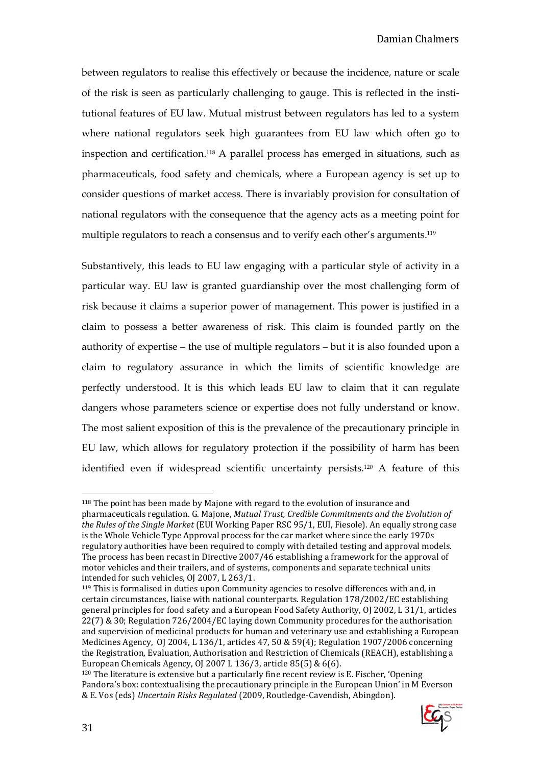between regulators to realise this effectively or because the incidence, nature or scale of the risk is seen as particularly challenging to gauge. This is reflected in the institutional features of EU law. Mutual mistrust between regulators has led to a system where national regulators seek high guarantees from EU law which often go to inspection and certification.[118] A parallel process has emerged in situations, such as pharmaceuticals, food safety and chemicals, where a European agency is set up to consider questions of market access. There is invariably provision for consultation of national regulators with the consequence that the agency acts as a meeting point for multiple regulators to reach a consensus and to verify each other's arguments.[119]

Substantively, this leads to EU law engaging with a particular style of activity in a particular way. EU law is granted guardianship over the most challenging form of risk because it claims a superior power of management. This power is justified in a claim to possess a better awareness of risk. This claim is founded partly on the authority of expertise – the use of multiple regulators – but it is also founded upon a claim to regulatory assurance in which the limits of scientific knowledge are perfectly understood. It is this which leads EU law to claim that it can regulate dangers whose parameters science or expertise does not fully understand or know. The most salient exposition of this is the prevalence of the precautionary principle in EU law, which allows for regulatory protection if the possibility of harm has been identified even if widespread scientific uncertainty persists.[120] A feature of this

---

[118] The point has been made by Majone with regard to the evolution of insurance and pharmaceuticals regulation. G. Majone, *Mutual Trust, Credible Commitments and the Evolution of the Rules of the Single Market* (EUI Working Paper RSC 95/1, EUI, Fiesole). An equally strong case is the Whole Vehicle Type Approval process for the car market where since the early 1970s regulatory authorities have been required to comply with detailed testing and approval models. The process has been recast in Directive 2007/46 establishing a framework for the approval of motor vehicles and their trailers, and of systems, components and separate technical units intended for such vehicles, OJ 2007, L 263/1.

[119] This is formalised in duties upon Community agencies to resolve differences with and, in certain circumstances, liaise with national counterparts. Regulation 178/2002/EC establishing general principles for food safety and a European Food Safety Authority, OJ 2002, L 31/1, articles 22(7) & 30; Regulation 726/2004/EC laying down Community procedures for the authorisation and supervision of medicinal products for human and veterinary use and establishing a European Medicines Agency, OJ 2004, L 136/1, articles 47, 50 & 59(4); Regulation 1907/2006 concerning the Registration, Evaluation, Authorisation and Restriction of Chemicals (REACH), establishing a European Chemicals Agency, OJ 2007 L 136/3, article 85(5) & 6(6).

[120] The literature is extensive but a particularly fine recent review is E. Fischer, 'Opening Pandora's box: contextualising the precautionary principle in the European Union' in M Everson & E. Vos (eds) *Uncertain Risks Regulated* (2009, Routledge-Cavendish, Abingdon).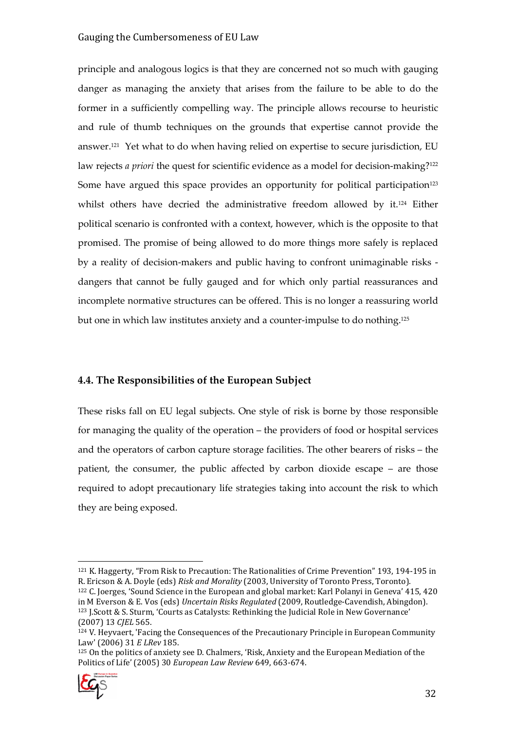principle and analogous logics is that they are concerned not so much with gauging danger as managing the anxiety that arises from the failure to be able to do the former in a sufficiently compelling way. The principle allows recourse to heuristic and rule of thumb techniques on the grounds that expertise cannot provide the answer.[121] Yet what to do when having relied on expertise to secure jurisdiction, EU law rejects *a priori* the quest for scientific evidence as a model for decision-making?[122] Some have argued this space provides an opportunity for political participation[123] whilst others have decried the administrative freedom allowed by it.[124] Either political scenario is confronted with a context, however, which is the opposite to that promised. The promise of being allowed to do more things more safely is replaced by a reality of decision-makers and public having to confront unimaginable risks - dangers that cannot be fully gauged and for which only partial reassurances and incomplete normative structures can be offered. This is no longer a reassuring world but one in which law institutes anxiety and a counter-impulse to do nothing.[125]

### 4.4. The Responsibilities of the European Subject

These risks fall on EU legal subjects. One style of risk is borne by those responsible for managing the quality of the operation – the providers of food or hospital services and the operators of carbon capture storage facilities. The other bearers of risks – the patient, the consumer, the public affected by carbon dioxide escape – are those required to adopt precautionary life strategies taking into account the risk to which they are being exposed.

---

[121] K. Haggerty, "From Risk to Precaution: The Rationalities of Crime Prevention" 193, 194-195 in R. Ericson & A. Doyle (eds) *Risk and Morality* (2003, University of Toronto Press, Toronto).

[122] C. Joerges, 'Sound Science in the European and global market: Karl Polanyi in Geneva' 415, 420 in M Everson & E. Vos (eds) *Uncertain Risks Regulated* (2009, Routledge-Cavendish, Abingdon).

[123] J.Scott & S. Sturm, 'Courts as Catalysts: Rethinking the Judicial Role in New Governance' (2007) 13 *CJEL* 565.

[124] V. Heyvaert, 'Facing the Consequences of the Precautionary Principle in European Community Law' (2006) 31 *E LRev* 185.

[125] On the politics of anxiety see D. Chalmers, 'Risk, Anxiety and the European Mediation of the Politics of Life' (2005) 30 *European Law Review* 649, 663-674.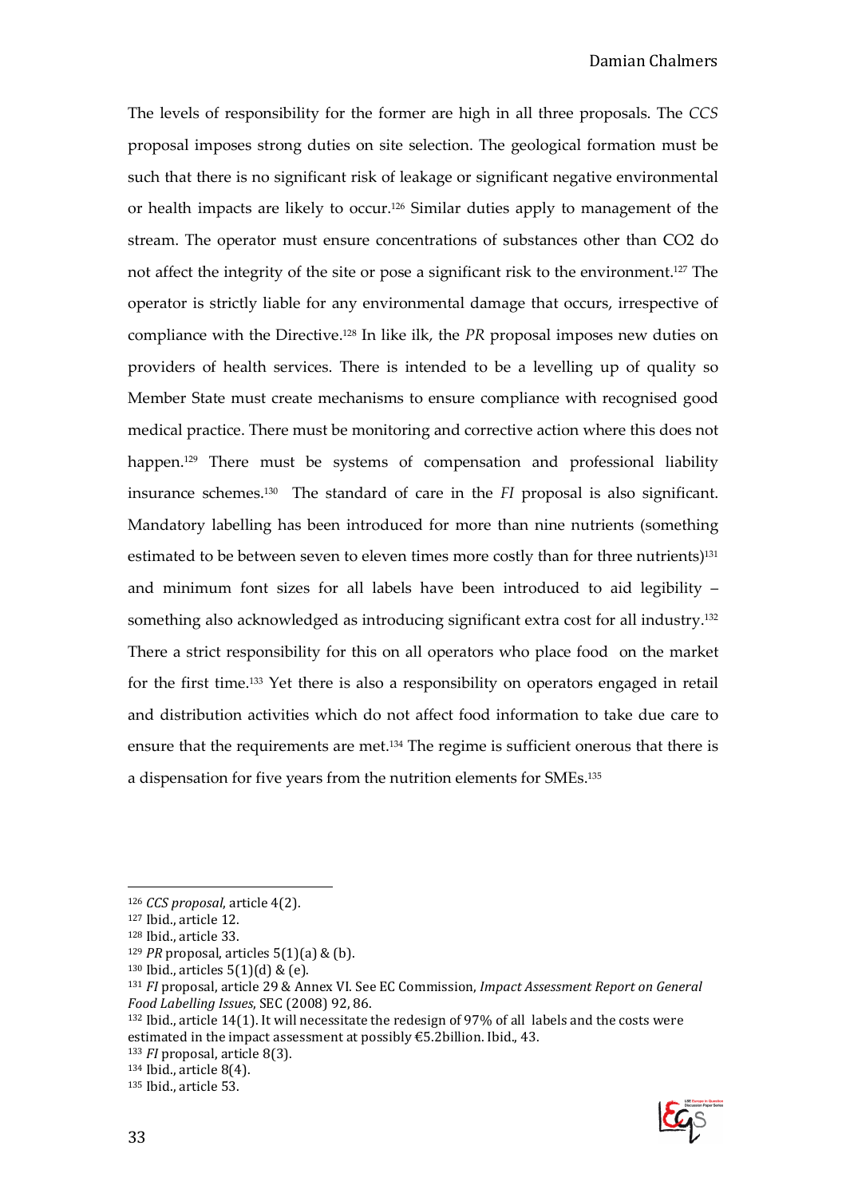The levels of responsibility for the former are high in all three proposals. The *CCS* proposal imposes strong duties on site selection. The geological formation must be such that there is no significant risk of leakage or significant negative environmental or health impacts are likely to occur.[126] Similar duties apply to management of the stream. The operator must ensure concentrations of substances other than CO2 do not affect the integrity of the site or pose a significant risk to the environment.[127] The operator is strictly liable for any environmental damage that occurs, irrespective of compliance with the Directive.[128] In like ilk, the *PR* proposal imposes new duties on providers of health services. There is intended to be a levelling up of quality so Member State must create mechanisms to ensure compliance with recognised good medical practice. There must be monitoring and corrective action where this does not happen.[129] There must be systems of compensation and professional liability insurance schemes.[130] The standard of care in the *FI* proposal is also significant. Mandatory labelling has been introduced for more than nine nutrients (something estimated to be between seven to eleven times more costly than for three nutrients)[131] and minimum font sizes for all labels have been introduced to aid legibility – something also acknowledged as introducing significant extra cost for all industry.[132] There a strict responsibility for this on all operators who place food on the market for the first time.[133] Yet there is also a responsibility on operators engaged in retail and distribution activities which do not affect food information to take due care to ensure that the requirements are met.[134] The regime is sufficient onerous that there is a dispensation for five years from the nutrition elements for SMEs.[135]

---

[126] *CCS proposal*, article 4(2).
[127] Ibid., article 12.
[128] Ibid., article 33.
[129] *PR* proposal, articles 5(1)(a) & (b).
[130] Ibid., articles 5(1)(d) & (e).
[131] *FI* proposal, article 29 & Annex VI. See EC Commission, *Impact Assessment Report on General Food Labelling Issues*, SEC (2008) 92, 86.
[132] Ibid., article 14(1). It will necessitate the redesign of 97% of all labels and the costs were estimated in the impact assessment at possibly €5.2billion. Ibid., 43.
[133] *FI* proposal, article 8(3).
[134] Ibid., article 8(4).
[135] Ibid., article 53.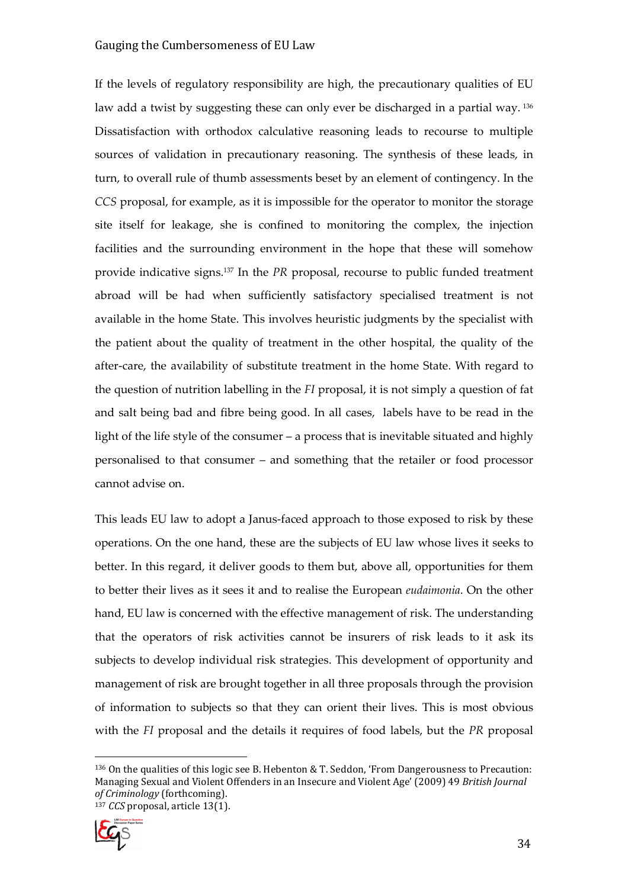If the levels of regulatory responsibility are high, the precautionary qualities of EU law add a twist by suggesting these can only ever be discharged in a partial way. [136] Dissatisfaction with orthodox calculative reasoning leads to recourse to multiple sources of validation in precautionary reasoning. The synthesis of these leads, in turn, to overall rule of thumb assessments beset by an element of contingency. In the *CCS* proposal, for example, as it is impossible for the operator to monitor the storage site itself for leakage, she is confined to monitoring the complex, the injection facilities and the surrounding environment in the hope that these will somehow provide indicative signs.[137] In the *PR* proposal, recourse to public funded treatment abroad will be had when sufficiently satisfactory specialised treatment is not available in the home State. This involves heuristic judgments by the specialist with the patient about the quality of treatment in the other hospital, the quality of the after-care, the availability of substitute treatment in the home State. With regard to the question of nutrition labelling in the *FI* proposal, it is not simply a question of fat and salt being bad and fibre being good. In all cases, labels have to be read in the light of the life style of the consumer – a process that is inevitable situated and highly personalised to that consumer – and something that the retailer or food processor cannot advise on.

This leads EU law to adopt a Janus-faced approach to those exposed to risk by these operations. On the one hand, these are the subjects of EU law whose lives it seeks to better. In this regard, it deliver goods to them but, above all, opportunities for them to better their lives as it sees it and to realise the European *eudaimonia*. On the other hand, EU law is concerned with the effective management of risk. The understanding that the operators of risk activities cannot be insurers of risk leads to it ask its subjects to develop individual risk strategies. This development of opportunity and management of risk are brought together in all three proposals through the provision of information to subjects so that they can orient their lives. This is most obvious with the *FI* proposal and the details it requires of food labels, but the *PR* proposal

---

[136] On the qualities of this logic see B. Hebenton & T. Seddon, 'From Dangerousness to Precaution: Managing Sexual and Violent Offenders in an Insecure and Violent Age' (2009) 49 *British Journal of Criminology* (forthcoming).

[137] *CCS* proposal, article 13(1).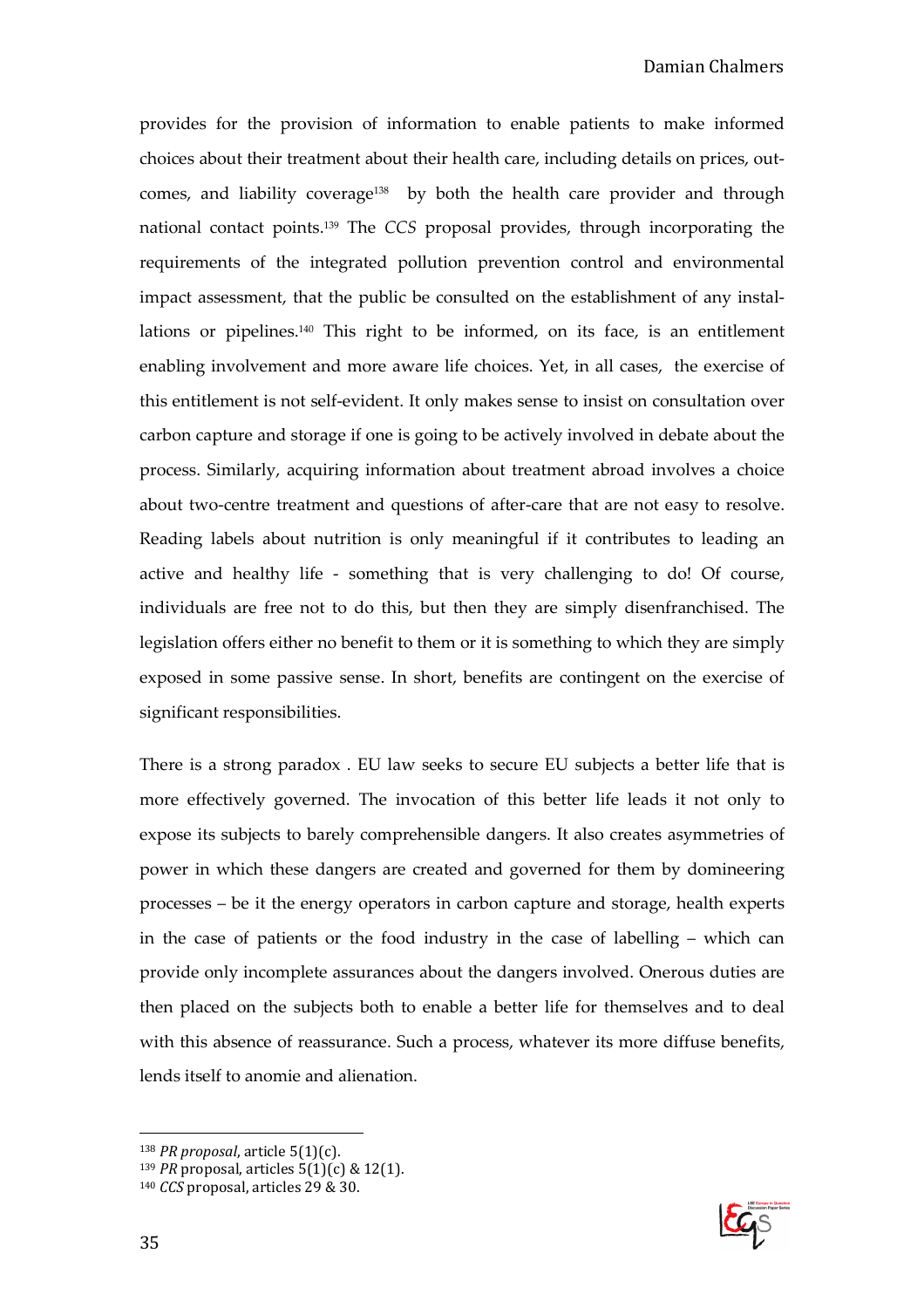provides for the provision of information to enable patients to make informed choices about their treatment about their health care, including details on prices, outcomes, and liability coverage[138] by both the health care provider and through national contact points.[139] The *CCS* proposal provides, through incorporating the requirements of the integrated pollution prevention control and environmental impact assessment, that the public be consulted on the establishment of any installations or pipelines.[140] This right to be informed, on its face, is an entitlement enabling involvement and more aware life choices. Yet, in all cases, the exercise of this entitlement is not self-evident. It only makes sense to insist on consultation over carbon capture and storage if one is going to be actively involved in debate about the process. Similarly, acquiring information about treatment abroad involves a choice about two-centre treatment and questions of after-care that are not easy to resolve. Reading labels about nutrition is only meaningful if it contributes to leading an active and healthy life - something that is very challenging to do! Of course, individuals are free not to do this, but then they are simply disenfranchised. The legislation offers either no benefit to them or it is something to which they are simply exposed in some passive sense. In short, benefits are contingent on the exercise of significant responsibilities.

There is a strong paradox . EU law seeks to secure EU subjects a better life that is more effectively governed. The invocation of this better life leads it not only to expose its subjects to barely comprehensible dangers. It also creates asymmetries of power in which these dangers are created and governed for them by domineering processes – be it the energy operators in carbon capture and storage, health experts in the case of patients or the food industry in the case of labelling – which can provide only incomplete assurances about the dangers involved. Onerous duties are then placed on the subjects both to enable a better life for themselves and to deal with this absence of reassurance. Such a process, whatever its more diffuse benefits, lends itself to anomie and alienation.

---

[138] *PR proposal*, article 5(1)(c).

[139] *PR* proposal, articles 5(1)(c) & 12(1).

[140] *CCS* proposal, articles 29 & 30.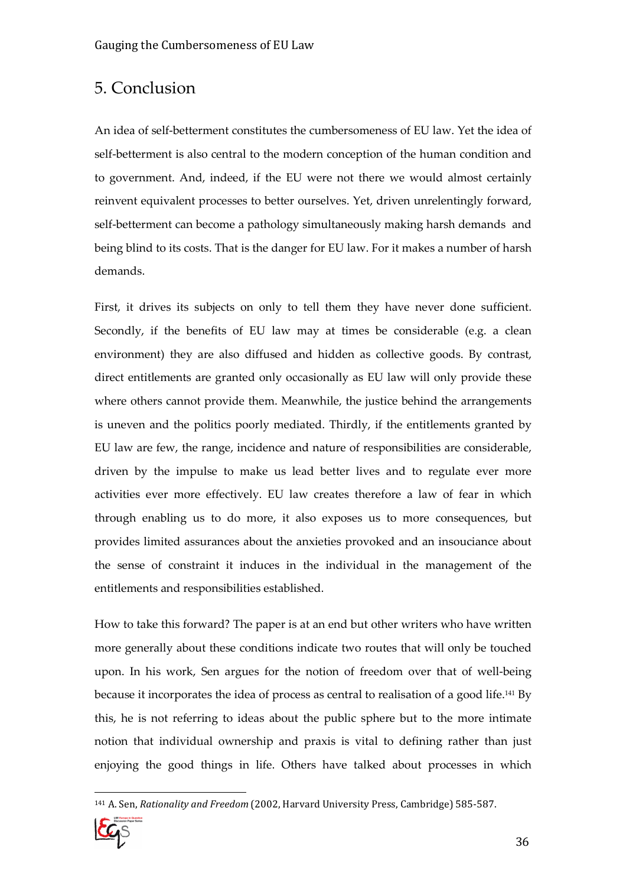## 5. Conclusion

An idea of self-betterment constitutes the cumbersomeness of EU law. Yet the idea of self-betterment is also central to the modern conception of the human condition and to government. And, indeed, if the EU were not there we would almost certainly reinvent equivalent processes to better ourselves. Yet, driven unrelentingly forward, self-betterment can become a pathology simultaneously making harsh demands and being blind to its costs. That is the danger for EU law. For it makes a number of harsh demands.

First, it drives its subjects on only to tell them they have never done sufficient. Secondly, if the benefits of EU law may at times be considerable (e.g. a clean environment) they are also diffused and hidden as collective goods. By contrast, direct entitlements are granted only occasionally as EU law will only provide these where others cannot provide them. Meanwhile, the justice behind the arrangements is uneven and the politics poorly mediated. Thirdly, if the entitlements granted by EU law are few, the range, incidence and nature of responsibilities are considerable, driven by the impulse to make us lead better lives and to regulate ever more activities ever more effectively. EU law creates therefore a law of fear in which through enabling us to do more, it also exposes us to more consequences, but provides limited assurances about the anxieties provoked and an insouciance about the sense of constraint it induces in the individual in the management of the entitlements and responsibilities established.

How to take this forward? The paper is at an end but other writers who have written more generally about these conditions indicate two routes that will only be touched upon. In his work, Sen argues for the notion of freedom over that of well-being because it incorporates the idea of process as central to realisation of a good life.[141] By this, he is not referring to ideas about the public sphere but to the more intimate notion that individual ownership and praxis is vital to defining rather than just enjoying the good things in life. Others have talked about processes in which

[141] A. Sen, *Rationality and Freedom* (2002, Harvard University Press, Cambridge) 585-587.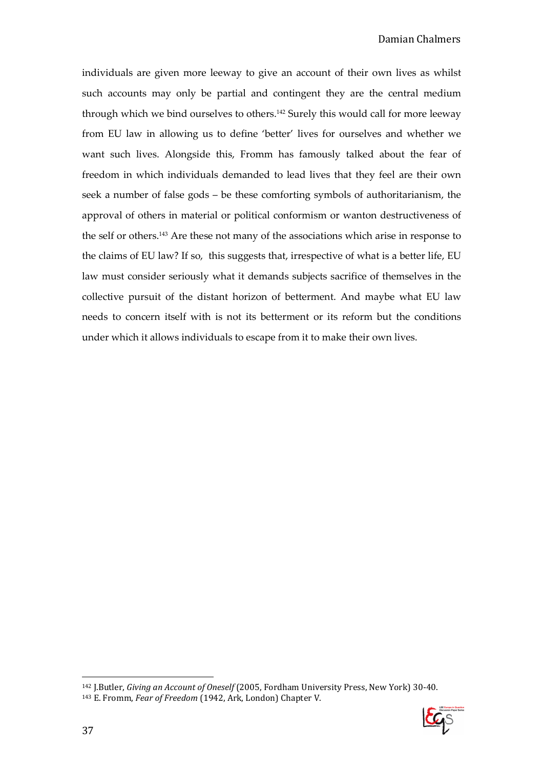individuals are given more leeway to give an account of their own lives as whilst such accounts may only be partial and contingent they are the central medium through which we bind ourselves to others.[142] Surely this would call for more leeway from EU law in allowing us to define 'better' lives for ourselves and whether we want such lives. Alongside this, Fromm has famously talked about the fear of freedom in which individuals demanded to lead lives that they feel are their own seek a number of false gods – be these comforting symbols of authoritarianism, the approval of others in material or political conformism or wanton destructiveness of the self or others.[143] Are these not many of the associations which arise in response to the claims of EU law? If so, this suggests that, irrespective of what is a better life, EU law must consider seriously what it demands subjects sacrifice of themselves in the collective pursuit of the distant horizon of betterment. And maybe what EU law needs to concern itself with is not its betterment or its reform but the conditions under which it allows individuals to escape from it to make their own lives.

[142] J.Butler, *Giving an Account of Oneself* (2005, Fordham University Press, New York) 30-40.

[143] E. Fromm, *Fear of Freedom* (1942, Ark, London) Chapter V.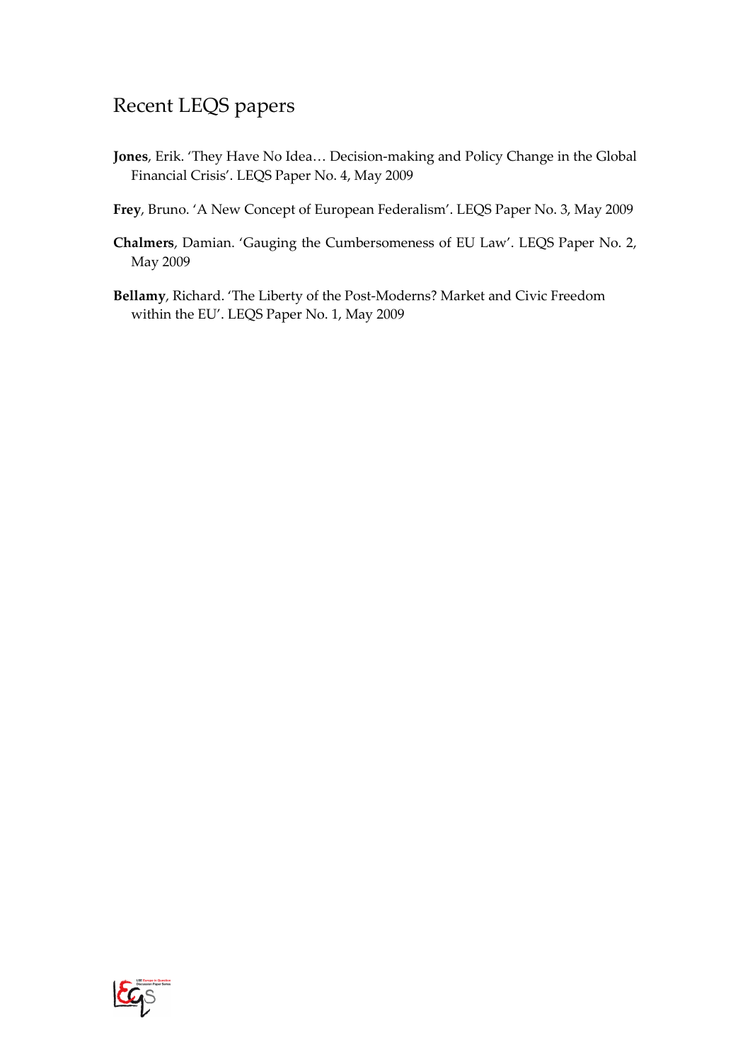# Recent LEQS papers

**Jones**, Erik. 'They Have No Idea… Decision-making and Policy Change in the Global Financial Crisis'. LEQS Paper No. 4, May 2009

**Frey**, Bruno. 'A New Concept of European Federalism'. LEQS Paper No. 3, May 2009

**Chalmers**, Damian. 'Gauging the Cumbersomeness of EU Law'. LEQS Paper No. 2, May 2009

**Bellamy**, Richard. 'The Liberty of the Post-Moderns? Market and Civic Freedom within the EU'. LEQS Paper No. 1, May 2009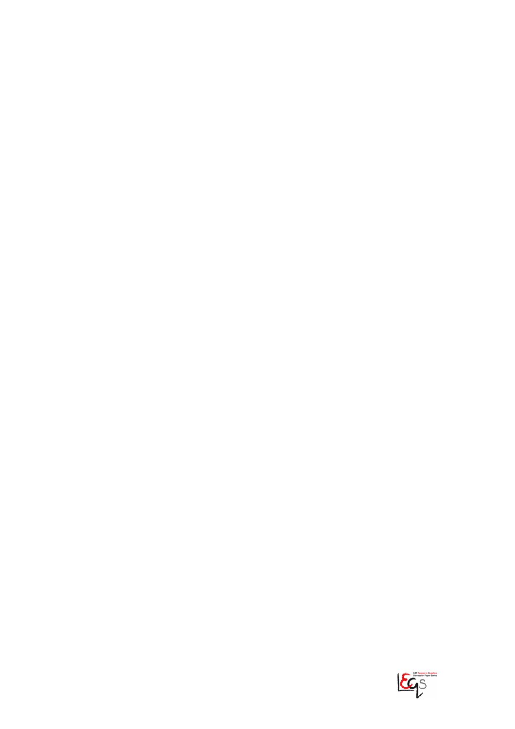LSE Europe in Question Discussion Paper Series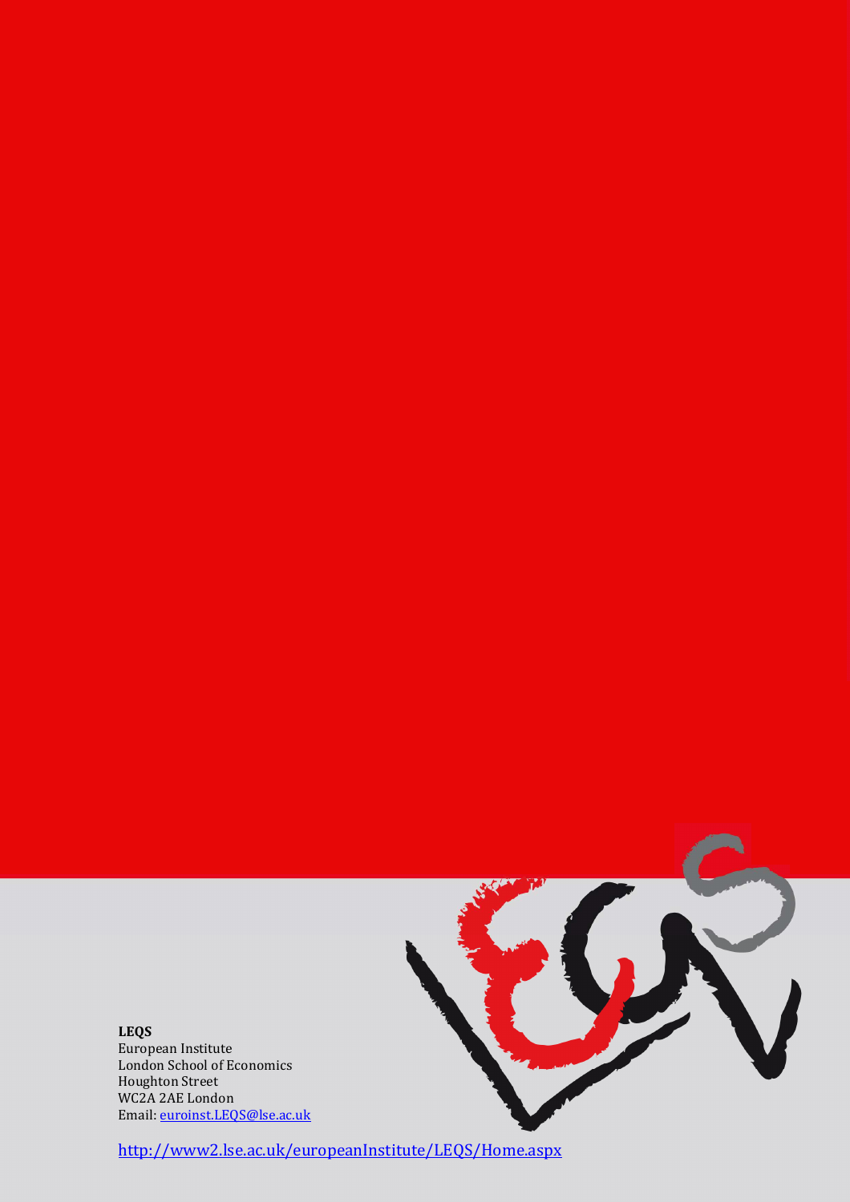**LEQS**
European Institute
London School of Economics
Houghton Street
WC2A 2AE London
Email: euroinst.LEQS@lse.ac.uk

http://www2.lse.ac.uk/europeanInstitute/LEQS/Home.aspx